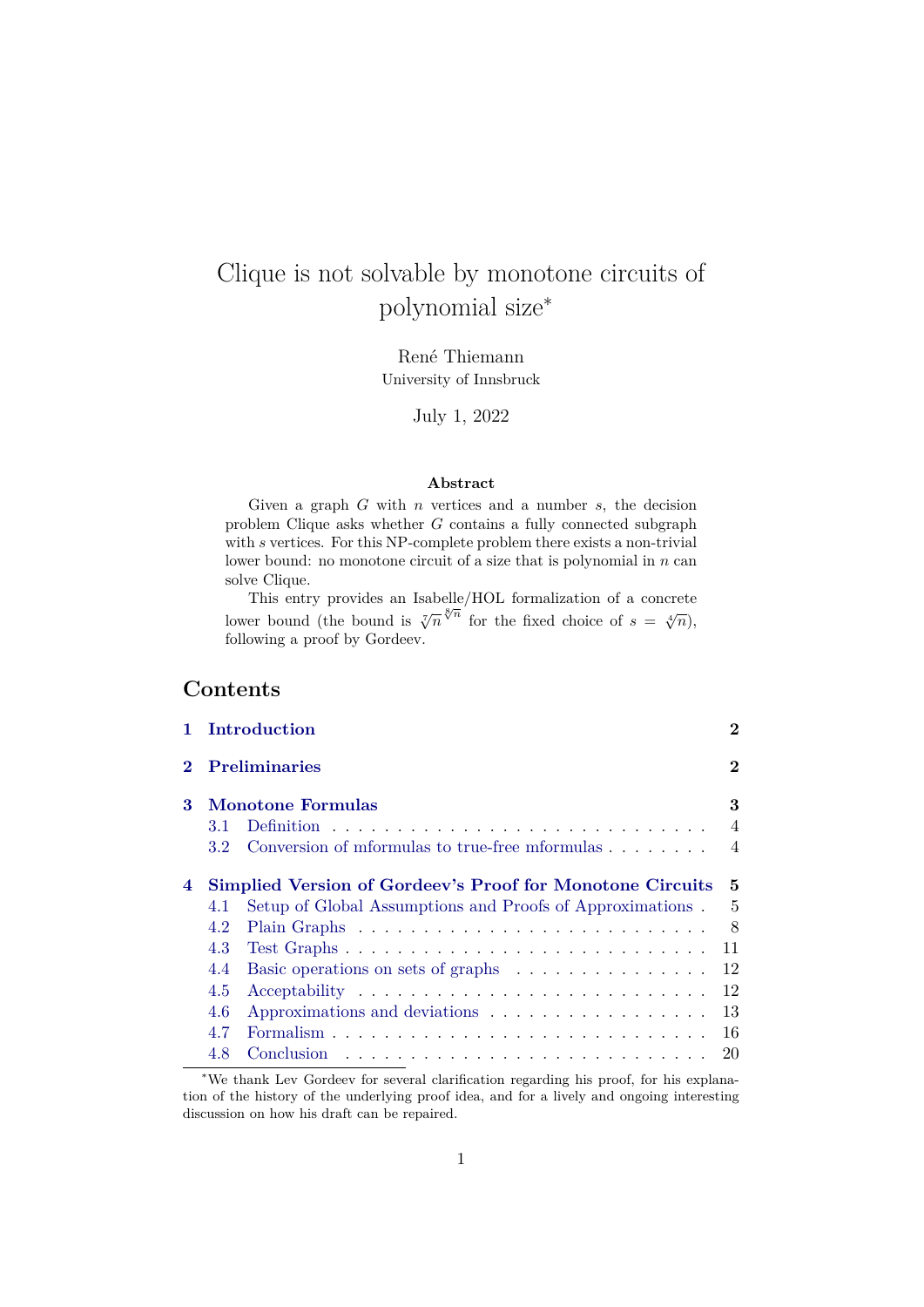# Clique is not solvable by monotone circuits of polynomial size*

René Thiemann
University of Innsbruck

July 1, 2022

**Abstract**

Given a graph $G$ with $n$ vertices and a number $s$, the decision problem Clique asks whether $G$ contains a fully connected subgraph with $s$ vertices. For this NP-complete problem there exists a non-trivial lower bound: no monotone circuit of a size that is polynomial in $n$ can solve Clique.

This entry provides an Isabelle/HOL formalization of a concrete lower bound (the bound is $\sqrt[7]{n}^{\sqrt[8]{n}}$ for the fixed choice of $s = \sqrt[4]{n}$), following a proof by Gordeev.

## Contents

- 1 Introduction — 2
- 2 Preliminaries — 2
- 3 Monotone Formulas — 3
  - 3.1 Definition — 4
  - 3.2 Conversion of mformulas to true-free mformulas — 4
- 4 Simplied Version of Gordeev's Proof for Monotone Circuits — 5
  - 4.1 Setup of Global Assumptions and Proofs of Approximations — 5
  - 4.2 Plain Graphs — 8
  - 4.3 Test Graphs — 11
  - 4.4 Basic operations on sets of graphs — 12
  - 4.5 Acceptability — 12
  - 4.6 Approximations and deviations — 13
  - 4.7 Formalism — 16
  - 4.8 Conclusion — 20

*We thank Lev Gordeev for several clarification regarding his proof, for his explanation of the history of the underlying proof idea, and for a lively and ongoing interesting discussion on how his draft can be repaired.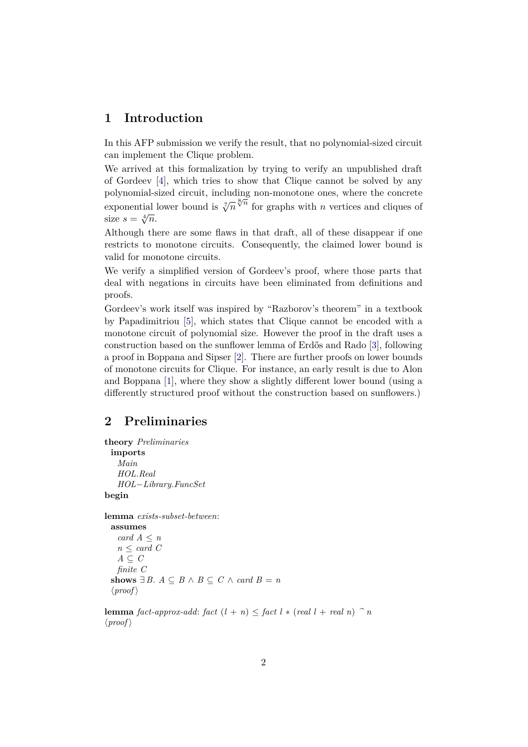# 1 Introduction

In this AFP submission we verify the result, that no polynomial-sized circuit can implement the Clique problem.

We arrived at this formalization by trying to verify an unpublished draft of Gordeev [4], which tries to show that Clique cannot be solved by any polynomial-sized circuit, including non-monotone ones, where the concrete exponential lower bound is $\sqrt[7]{n}^{\sqrt[8]{n}}$ for graphs with $n$ vertices and cliques of size $s = \sqrt[4]{n}$.

Although there are some flaws in that draft, all of these disappear if one restricts to monotone circuits. Consequently, the claimed lower bound is valid for monotone circuits.

We verify a simplified version of Gordeev's proof, where those parts that deal with negations in circuits have been eliminated from definitions and proofs.

Gordeev's work itself was inspired by "Razborov's theorem" in a textbook by Papadimitriou [5], which states that Clique cannot be encoded with a monotone circuit of polynomial size. However the proof in the draft uses a construction based on the sunflower lemma of Erdős and Rado [3], following a proof in Boppana and Sipser [2]. There are further proofs on lower bounds of monotone circuits for Clique. For instance, an early result is due to Alon and Boppana [1], where they show a slightly different lower bound (using a differently structured proof without the construction based on sunflowers.)

# 2 Preliminaries

```
theory Preliminaries
  imports
    Main
    HOL.Real
    HOL−Library.FuncSet
begin

lemma exists-subset-between:
  assumes
    card A ≤ n
    n ≤ card C
    A ⊆ C
    finite C
  shows ∃ B. A ⊆ B ∧ B ⊆ C ∧ card B = n
  ⟨proof⟩

lemma fact-approx-add: fact (l + n) ≤ fact l ∗ (real l + real n) ^ n
⟨proof⟩
```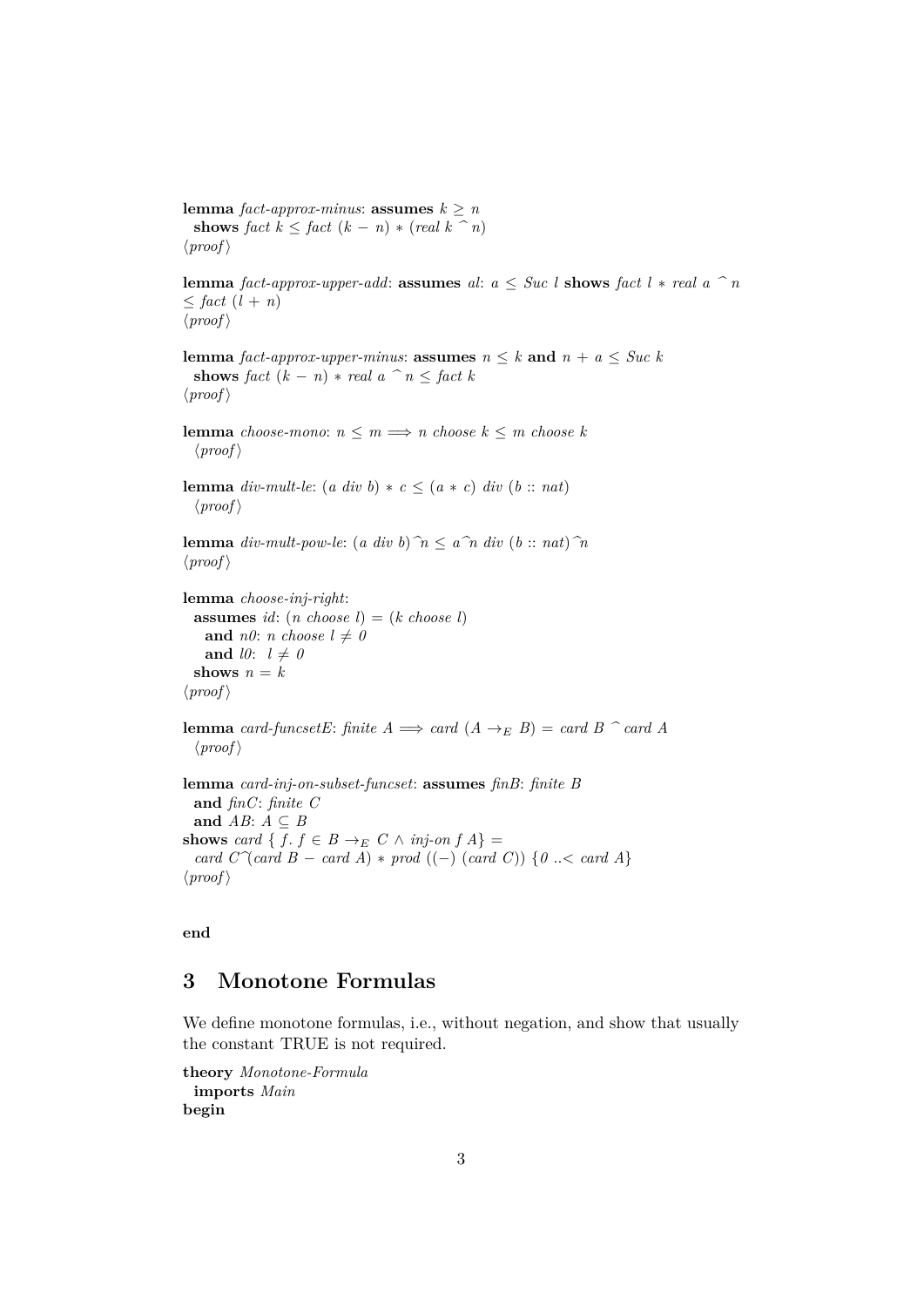**lemma** *fact-approx-minus*: **assumes** $k \geq n$
  **shows** $fact\ k \leq fact\ (k - n) * (real\ k\ \hat{}\ n)$
⟨*proof*⟩

**lemma** *fact-approx-upper-add*: **assumes** *al*: $a \leq Suc\ l$ **shows** $fact\ l * real\ a\ \hat{}\ n \leq fact\ (l + n)$
⟨*proof*⟩

**lemma** *fact-approx-upper-minus*: **assumes** $n \leq k$ **and** $n + a \leq Suc\ k$
  **shows** $fact\ (k - n) * real\ a\ \hat{}\ n \leq fact\ k$
⟨*proof*⟩

**lemma** *choose-mono*: $n \leq m \Longrightarrow n\ choose\ k \leq m\ choose\ k$
  ⟨*proof*⟩

**lemma** *div-mult-le*: $(a\ div\ b) * c \leq (a * c)\ div\ (b :: nat)$
  ⟨*proof*⟩

**lemma** *div-mult-pow-le*: $(a\ div\ b)\hat{}n \leq a\hat{}n\ div\ (b :: nat)\hat{}n$
⟨*proof*⟩

**lemma** *choose-inj-right*:
  **assumes** *id*: $(n\ choose\ l) = (k\ choose\ l)$
    **and** *n0*: $n\ choose\ l \neq 0$
    **and** *l0*: $l \neq 0$
  **shows** $n = k$
⟨*proof*⟩

**lemma** *card-funcsetE*: $finite\ A \Longrightarrow card\ (A \rightarrow_E B) = card\ B\ \hat{}\ card\ A$
  ⟨*proof*⟩

**lemma** *card-inj-on-subset-funcset*: **assumes** *finB*: *finite B*
  **and** *finC*: *finite C*
  **and** *AB*: $A \subseteq B$
**shows** $card\ \{\ f.\ f \in B \rightarrow_E C \wedge inj\text{-}on\ f\ A\} =$
  $card\ C\hat{}(card\ B - card\ A) * prod\ ((-)\ (card\ C))\ \{0\ ..< card\ A\}$
⟨*proof*⟩

**end**

## 3 Monotone Formulas

We define monotone formulas, i.e., without negation, and show that usually the constant TRUE is not required.

**theory** *Monotone-Formula*
  **imports** *Main*
**begin**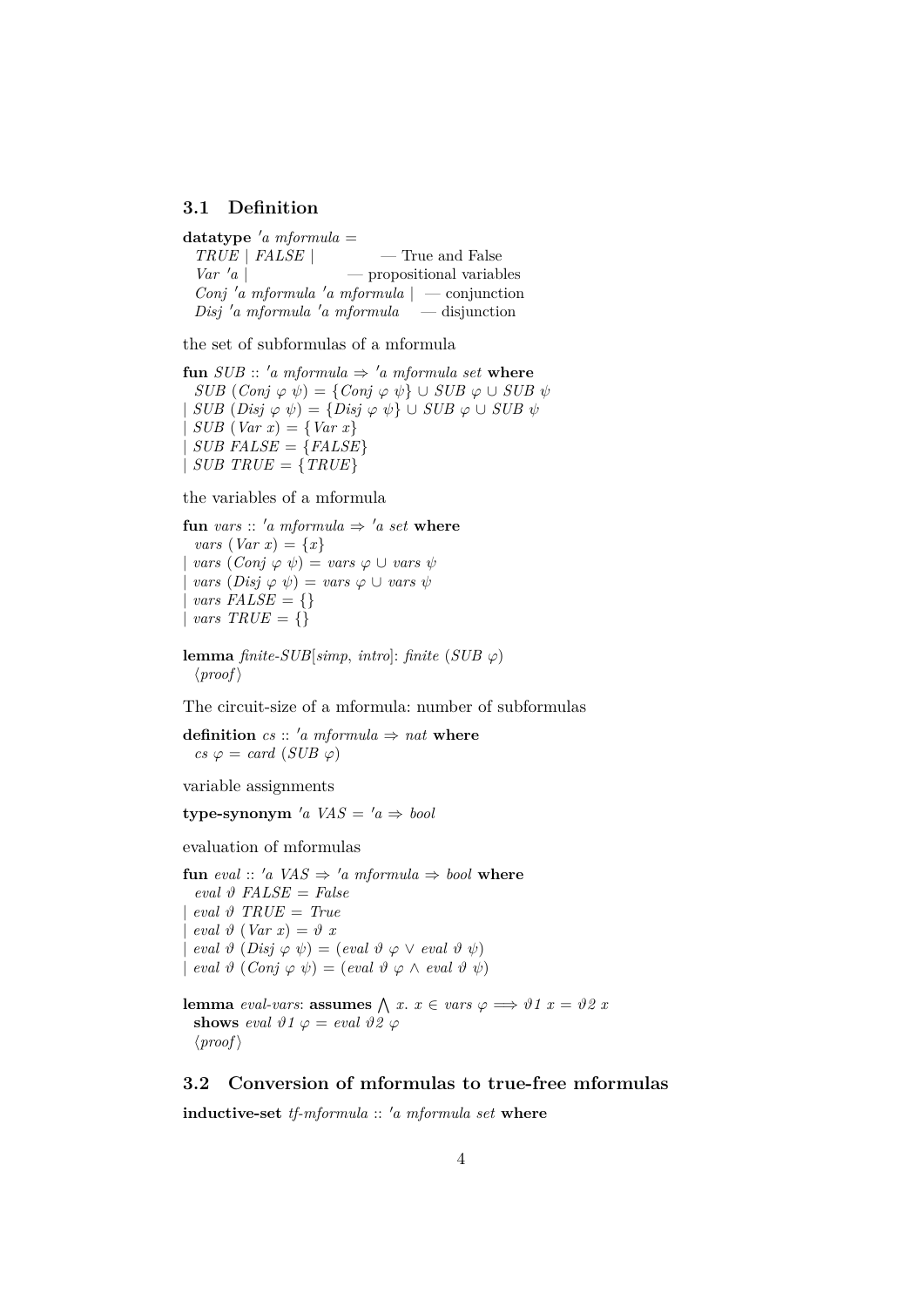## 3.1 Definition

```
datatype 'a mformula =
  TRUE | FALSE |              — True and False
  Var 'a |                    — propositional variables
  Conj 'a mformula 'a mformula |  — conjunction
  Disj 'a mformula 'a mformula    — disjunction
```

the set of subformulas of a mformula

```
fun SUB :: 'a mformula ⇒ 'a mformula set where
  SUB (Conj φ ψ) = {Conj φ ψ} ∪ SUB φ ∪ SUB ψ
| SUB (Disj φ ψ) = {Disj φ ψ} ∪ SUB φ ∪ SUB ψ
| SUB (Var x) = {Var x}
| SUB FALSE = {FALSE}
| SUB TRUE = {TRUE}
```

the variables of a mformula

```
fun vars :: 'a mformula ⇒ 'a set where
  vars (Var x) = {x}
| vars (Conj φ ψ) = vars φ ∪ vars ψ
| vars (Disj φ ψ) = vars φ ∪ vars ψ
| vars FALSE = {}
| vars TRUE = {}
```

```
lemma finite-SUB[simp, intro]: finite (SUB φ)
  ⟨proof⟩
```

The circuit-size of a mformula: number of subformulas

```
definition cs :: 'a mformula ⇒ nat where
  cs φ = card (SUB φ)
```

variable assignments

```
type-synonym 'a VAS = 'a ⇒ bool
```

evaluation of mformulas

```
fun eval :: 'a VAS ⇒ 'a mformula ⇒ bool where
  eval ϑ FALSE = False
| eval ϑ TRUE = True
| eval ϑ (Var x) = ϑ x
| eval ϑ (Disj φ ψ) = (eval ϑ φ ∨ eval ϑ ψ)
| eval ϑ (Conj φ ψ) = (eval ϑ φ ∧ eval ϑ ψ)
```

```
lemma eval-vars: assumes ⋀ x. x ∈ vars φ ⟹ ϑ1 x = ϑ2 x
  shows eval ϑ1 φ = eval ϑ2 φ
  ⟨proof⟩
```

## 3.2 Conversion of mformulas to true-free mformulas

```
inductive-set tf-mformula :: 'a mformula set where
```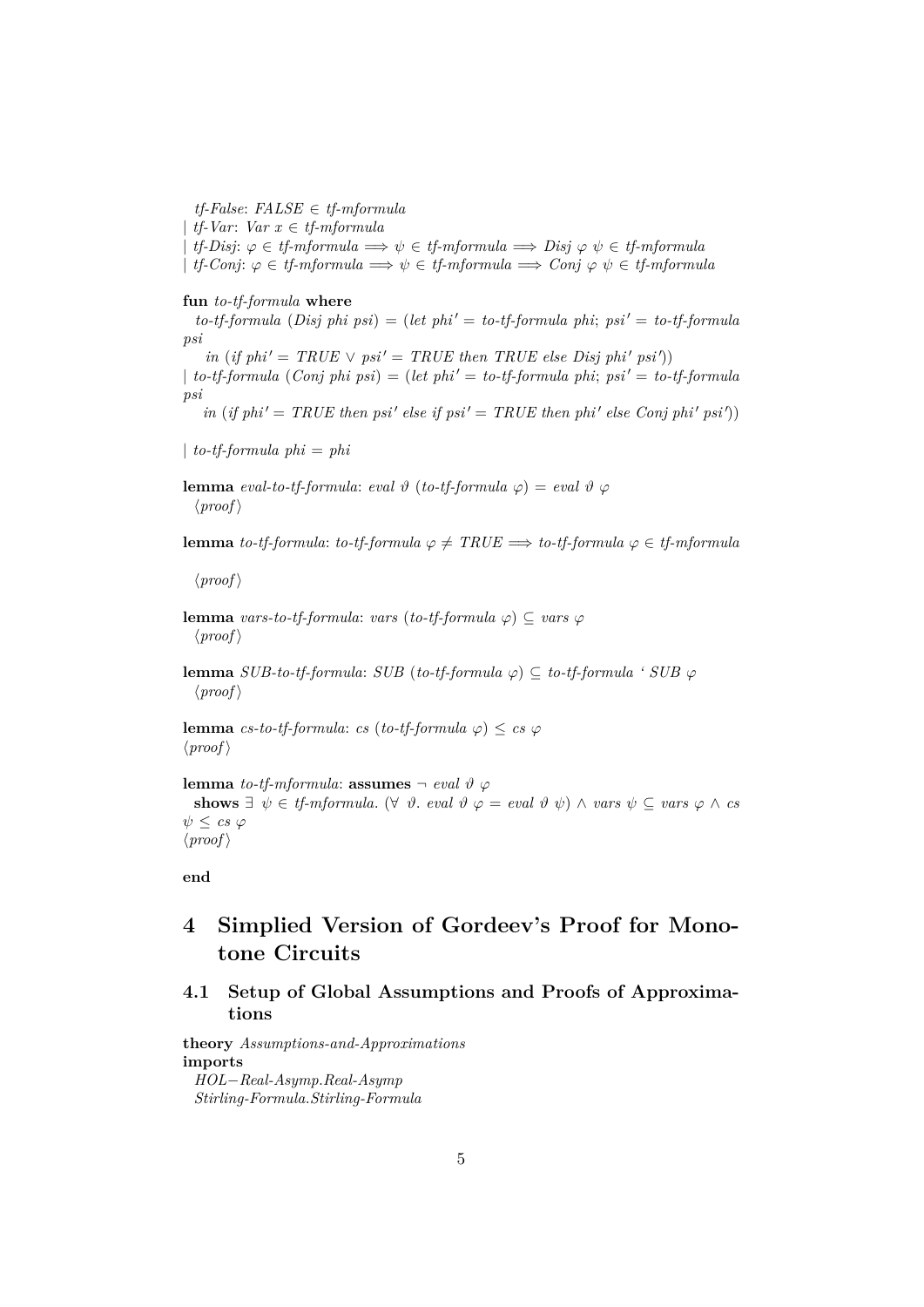*tf-False*: *FALSE* ∈ *tf-mformula*
| *tf-Var*: *Var x* ∈ *tf-mformula*
| *tf-Disj*: *φ* ∈ *tf-mformula* ⟹ *ψ* ∈ *tf-mformula* ⟹ *Disj φ ψ* ∈ *tf-mformula*
| *tf-Conj*: *φ* ∈ *tf-mformula* ⟹ *ψ* ∈ *tf-mformula* ⟹ *Conj φ ψ* ∈ *tf-mformula*

**fun** *to-tf-formula* **where**
  *to-tf-formula* (*Disj phi psi*) = (*let phi′* = *to-tf-formula phi*; *psi′* = *to-tf-formula psi*
    *in* (*if phi′* = *TRUE* ∨ *psi′* = *TRUE then TRUE else Disj phi′ psi′*))
| *to-tf-formula* (*Conj phi psi*) = (*let phi′* = *to-tf-formula phi*; *psi′* = *to-tf-formula psi*
    *in* (*if phi′* = *TRUE then psi′ else if psi′* = *TRUE then phi′ else Conj phi′ psi′*))

| *to-tf-formula phi* = *phi*

**lemma** *eval-to-tf-formula*: *eval ϑ* (*to-tf-formula φ*) = *eval ϑ φ*
  ⟨*proof*⟩

**lemma** *to-tf-formula*: *to-tf-formula φ* ≠ *TRUE* ⟹ *to-tf-formula φ* ∈ *tf-mformula*

  ⟨*proof*⟩

**lemma** *vars-to-tf-formula*: *vars* (*to-tf-formula φ*) ⊆ *vars φ*
  ⟨*proof*⟩

**lemma** *SUB-to-tf-formula*: *SUB* (*to-tf-formula φ*) ⊆ *to-tf-formula* ‘ *SUB φ*
  ⟨*proof*⟩

**lemma** *cs-to-tf-formula*: *cs* (*to-tf-formula φ*) ≤ *cs φ*
⟨*proof*⟩

**lemma** *to-tf-mformula*: **assumes** ¬ *eval ϑ φ*
  **shows** ∃ *ψ* ∈ *tf-mformula*. (∀ *ϑ*. *eval ϑ φ* = *eval ϑ ψ*) ∧ *vars ψ* ⊆ *vars φ* ∧ *cs ψ* ≤ *cs φ*
⟨*proof*⟩

**end**

# 4 Simplied Version of Gordeev's Proof for Monotone Circuits

## 4.1 Setup of Global Assumptions and Proofs of Approximations

**theory** *Assumptions-and-Approximations*
**imports**
  *HOL−Real-Asymp.Real-Asymp*
  *Stirling-Formula.Stirling-Formula*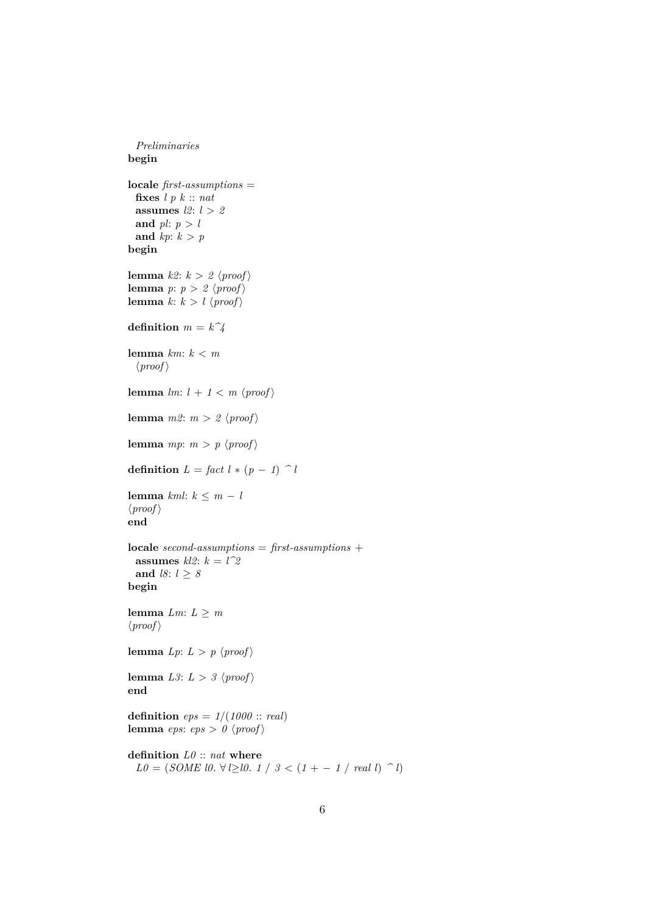```
  Preliminaries
begin

locale first-assumptions =
  fixes l p k :: nat
  assumes l2: l > 2
  and pl: p > l
  and kp: k > p
begin

lemma k2: k > 2 ⟨proof⟩
lemma p: p > 2 ⟨proof⟩
lemma k: k > l ⟨proof⟩

definition m = k^4

lemma km: k < m
  ⟨proof⟩

lemma lm: l + 1 < m ⟨proof⟩

lemma m2: m > 2 ⟨proof⟩

lemma mp: m > p ⟨proof⟩

definition L = fact l * (p − 1) ^ l

lemma kml: k ≤ m − l
⟨proof⟩
end

locale second-assumptions = first-assumptions +
  assumes kl2: k = l^2
  and l8: l ≥ 8
begin

lemma Lm: L ≥ m
⟨proof⟩

lemma Lp: L > p ⟨proof⟩

lemma L3: L > 3 ⟨proof⟩
end

definition eps = 1/(1000 :: real)
lemma eps: eps > 0 ⟨proof⟩

definition L0 :: nat where
  L0 = (SOME l0. ∀ l≥l0. 1 / 3 < (1 + − 1 / real l) ^ l)
```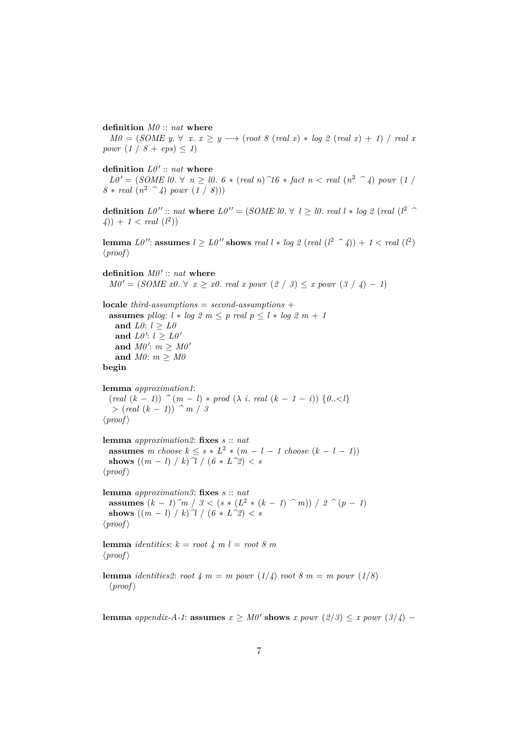**definition** *M0* :: *nat* **where**
  *M0 = (SOME y. ∀ x. x ≥ y ⟶ (root 8 (real x) ∗ log 2 (real x) + 1) / real x powr (1 / 8 + eps) ≤ 1)*

**definition** *L0′* :: *nat* **where**
  *L0′ = (SOME l0. ∀ n ≥ l0. 6 ∗ (real n)^16 ∗ fact n < real ($n^2$ ^ 4) powr (1 / 8 ∗ real ($n^2$ ^ 4) powr (1 / 8)))*

**definition** *L0′′* :: *nat* **where** *L0′′ = (SOME l0. ∀ l ≥ l0. real l ∗ log 2 (real ($l^2$ ^ 4)) + 1 < real ($l^2$))*

**lemma** *L0′′*: **assumes** *l ≥ L0′′* **shows** *real l ∗ log 2 (real ($l^2$ ^ 4)) + 1 < real ($l^2$)*
⟨*proof*⟩

**definition** *M0′* :: *nat* **where**
  *M0′ = (SOME x0. ∀ x ≥ x0. real x powr (2 / 3) ≤ x powr (3 / 4) − 1)*

**locale** *third-assumptions = second-assumptions +*
  **assumes** *pllog*: *l ∗ log 2 m ≤ p real p ≤ l ∗ log 2 m + 1*
    **and** *L0*: *l ≥ L0*
    **and** *L0′*: *l ≥ L0′*
    **and** *M0′*: *m ≥ M0′*
    **and** *M0*: *m ≥ M0*
**begin**

**lemma** *approximation1*:
  *(real (k − 1)) ^ (m − l) ∗ prod (λ i. real (k − 1 − i)) {0..<l}*
    *> (real (k − 1)) ^ m / 3*
⟨*proof*⟩

**lemma** *approximation2*: **fixes** *s* :: *nat*
  **assumes** *m choose k ≤ s ∗ $L^2$ ∗ (m − l − 1 choose (k − l − 1))*
  **shows** *((m − l) / k)^l / (6 ∗ L^2) < s*
⟨*proof*⟩

**lemma** *approximation3*: **fixes** *s* :: *nat*
  **assumes** *(k − 1)^m / 3 < (s ∗ ($L^2$ ∗ (k − 1) ^ m)) / 2 ^ (p − 1)*
  **shows** *((m − l) / k)^l / (6 ∗ L^2) < s*
⟨*proof*⟩

**lemma** *identities*: *k = root 4 m l = root 8 m*
⟨*proof*⟩

**lemma** *identities2*: *root 4 m = m powr (1/4) root 8 m = m powr (1/8)*
  ⟨*proof*⟩

**lemma** *appendix-A-1*: **assumes** *x ≥ M0′* **shows** *x powr (2/3) ≤ x powr (3/4) −*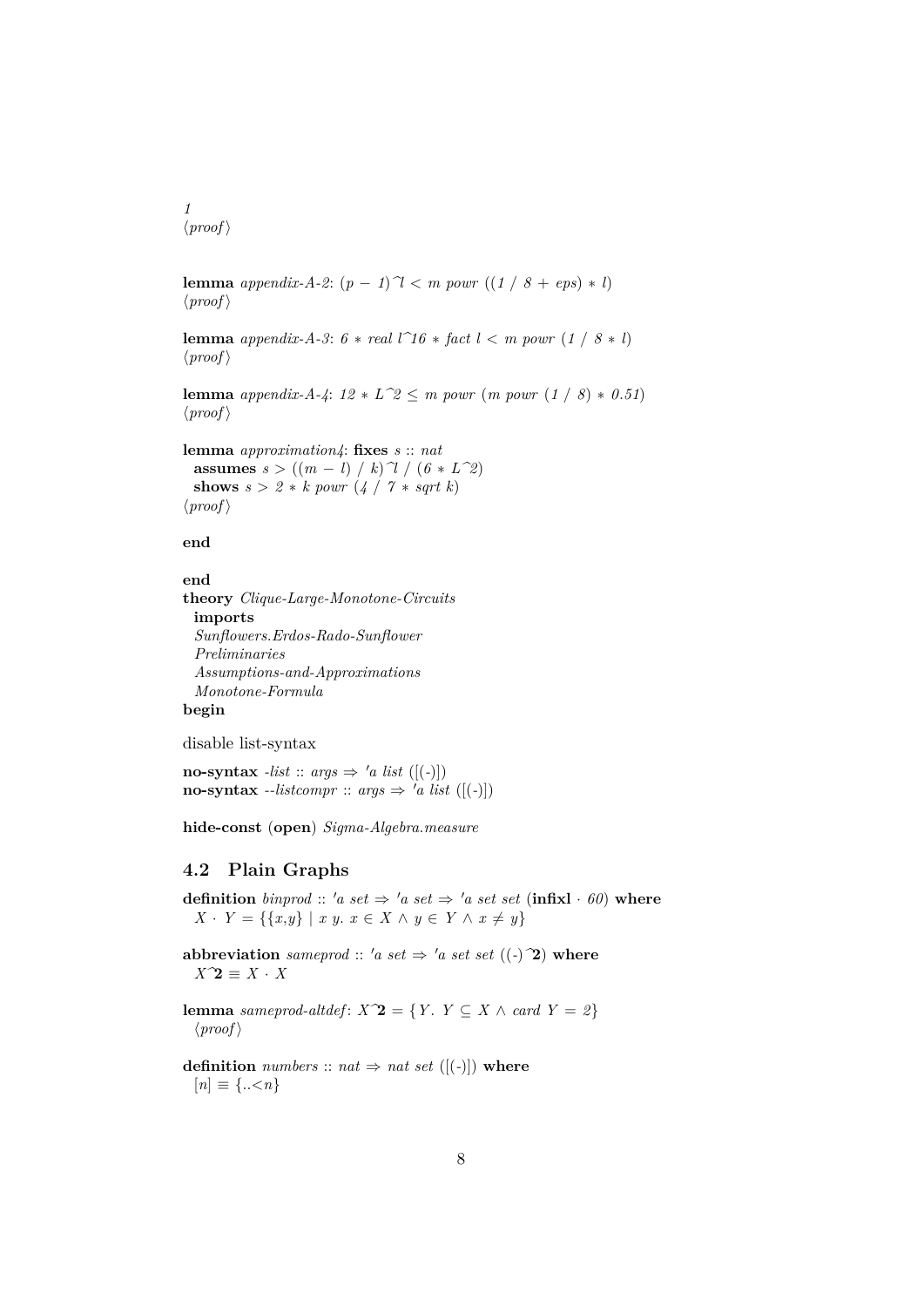*1*
⟨*proof*⟩

**lemma** *appendix-A-2*: (*p* − *1*)^*l* < *m powr* ((*1* / *8* + *eps*) ∗ *l*)
⟨*proof*⟩

**lemma** *appendix-A-3*: *6* ∗ *real l*^*16* ∗ *fact l* < *m powr* (*1* / *8* ∗ *l*)
⟨*proof*⟩

**lemma** *appendix-A-4*: *12* ∗ *L*^*2* ≤ *m powr* (*m powr* (*1* / *8*) ∗ *0.51*)
⟨*proof*⟩

**lemma** *approximation4*: **fixes** *s* :: *nat*
  **assumes** *s* > ((*m* − *l*) / *k*)^*l* / (*6* ∗ *L*^*2*)
  **shows** *s* > *2* ∗ *k powr* (*4* / *7* ∗ *sqrt k*)
⟨*proof*⟩

**end**

**end**
**theory** *Clique-Large-Monotone-Circuits*
  **imports**
  *Sunflowers.Erdos-Rado-Sunflower*
  *Preliminaries*
  *Assumptions-and-Approximations*
  *Monotone-Formula*
**begin**

disable list-syntax

**no-syntax** *-list* :: *args* ⇒ *'a list* ([(-)])
**no-syntax** *--listcompr* :: *args* ⇒ *'a list* ([(-)])

**hide-const** (**open**) *Sigma-Algebra.measure*

## 4.2 Plain Graphs

**definition** *binprod* :: *'a set* ⇒ *'a set* ⇒ *'a set set* (**infixl** · *60*) **where**
  *X* · *Y* = {{*x*,*y*} | *x y*. *x* ∈ *X* ∧ *y* ∈ *Y* ∧ *x* ≠ *y*}

**abbreviation** *sameprod* :: *'a set* ⇒ *'a set set* ((-)^**2**) **where**
  *X*^**2** ≡ *X* · *X*

**lemma** *sameprod-altdef*: *X*^**2** = {*Y*. *Y* ⊆ *X* ∧ *card Y* = *2*}
  ⟨*proof*⟩

**definition** *numbers* :: *nat* ⇒ *nat set* ([(-)]) **where**
  [*n*] ≡ {..<*n*}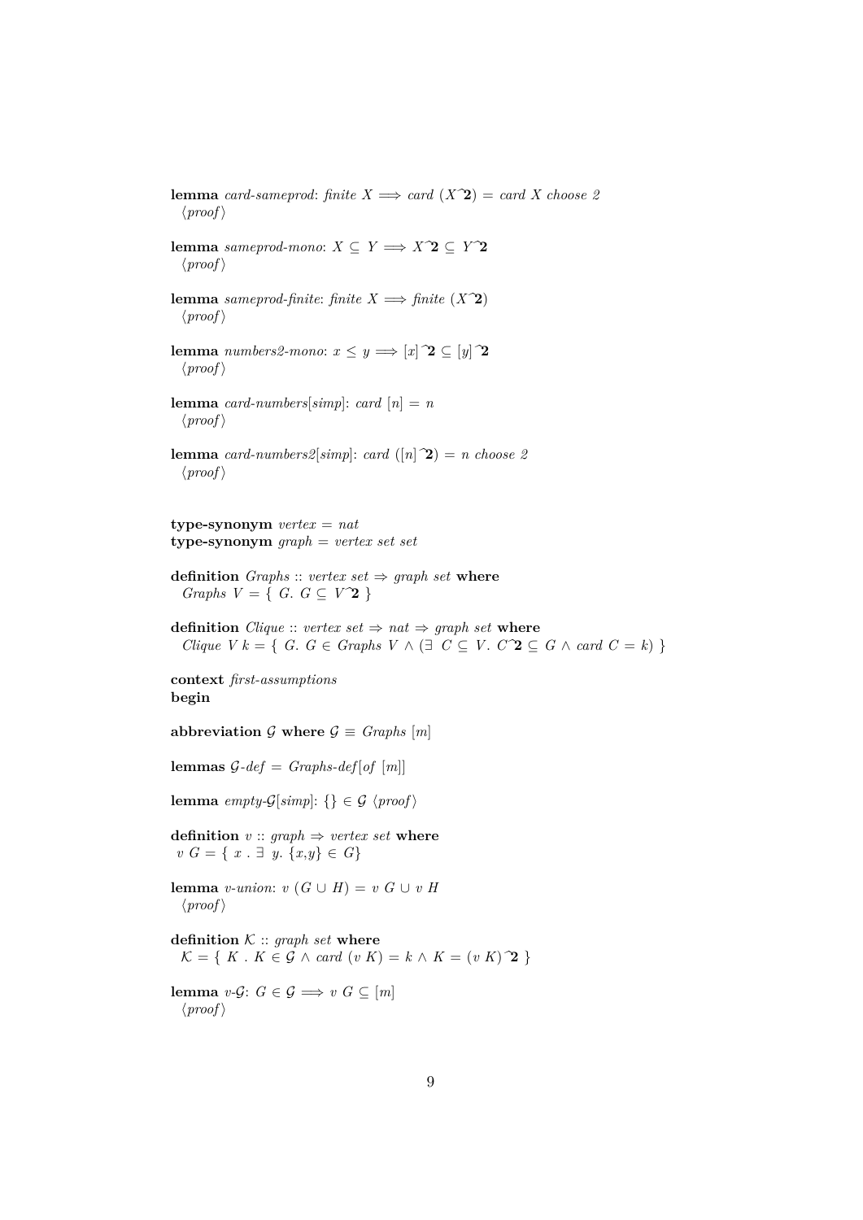**lemma** *card-sameprod*: *finite* $X \Longrightarrow$ *card* $(X\hat{}\mathbf{2})$ = *card* $X$ *choose 2*
⟨*proof*⟩

**lemma** *sameprod-mono*: $X \subseteq Y \Longrightarrow X\hat{}\mathbf{2} \subseteq Y\hat{}\mathbf{2}$
⟨*proof*⟩

**lemma** *sameprod-finite*: *finite* $X \Longrightarrow$ *finite* $(X\hat{}\mathbf{2})$
⟨*proof*⟩

**lemma** *numbers2-mono*: $x \leq y \Longrightarrow [x]\hat{}\mathbf{2} \subseteq [y]\hat{}\mathbf{2}$
⟨*proof*⟩

**lemma** *card-numbers*[*simp*]: *card* $[n] = n$
⟨*proof*⟩

**lemma** *card-numbers2*[*simp*]: *card* $([n]\hat{}\mathbf{2}) = n$ *choose 2*
⟨*proof*⟩

**type-synonym** *vertex* = *nat*
**type-synonym** *graph* = *vertex set set*

**definition** *Graphs* :: *vertex set* ⇒ *graph set* **where**
  *Graphs* $V$ = { $G$. $G \subseteq V\hat{}\mathbf{2}$ }

**definition** *Clique* :: *vertex set* ⇒ *nat* ⇒ *graph set* **where**
  *Clique* $V$ $k$ = { $G$. $G \in$ *Graphs* $V$ ∧ (∃ $C \subseteq V$. $C\hat{}\mathbf{2} \subseteq G$ ∧ *card* $C = k$) }

**context** *first-assumptions*
**begin**

**abbreviation** $\mathcal{G}$ **where** $\mathcal{G} \equiv$ *Graphs* $[m]$

**lemmas** $\mathcal{G}$-*def* = *Graphs-def*[*of* $[m]$]

**lemma** *empty-*$\mathcal{G}$[*simp*]: {} ∈ $\mathcal{G}$ ⟨*proof*⟩

**definition** *v* :: *graph* ⇒ *vertex set* **where**
 *v* $G$ = { $x$ . ∃ $y$. {$x$,$y$} ∈ $G$}

**lemma** *v-union*: *v* $(G \cup H)$ = *v* $G$ ∪ *v* $H$
⟨*proof*⟩

**definition** $\mathcal{K}$ :: *graph set* **where**
  $\mathcal{K}$ = { $K$ . $K \in \mathcal{G}$ ∧ *card* (*v* $K$) = $k$ ∧ $K$ = (*v* $K$)$\hat{}\mathbf{2}$ }

**lemma** *v-*$\mathcal{G}$: $G \in \mathcal{G} \Longrightarrow$ *v* $G \subseteq [m]$
⟨*proof*⟩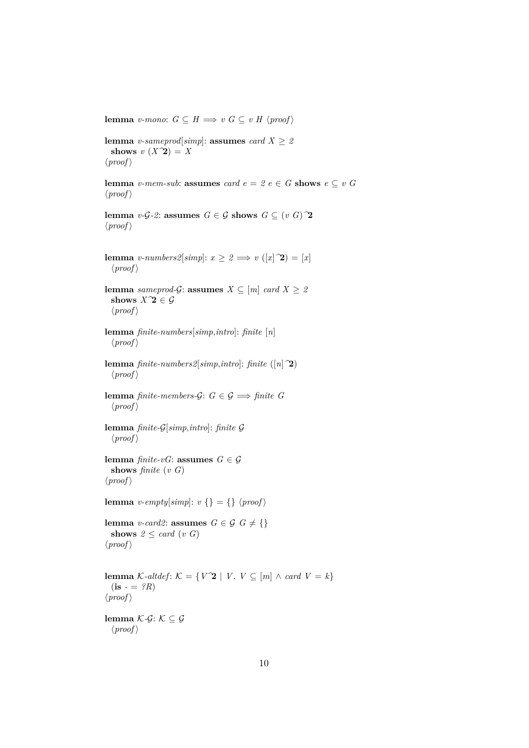**lemma** *v-mono*: $G \subseteq H \Longrightarrow v\ G \subseteq v\ H$ ⟨*proof*⟩

**lemma** *v-sameprod*[*simp*]: **assumes** $card\ X \geq 2$
  **shows** $v\ (X\hat{}\mathbf{2}) = X$
⟨*proof*⟩

**lemma** *v-mem-sub*: **assumes** $card\ e = 2\ e \in G$ **shows** $e \subseteq v\ G$
⟨*proof*⟩

**lemma** *v-$\mathcal{G}$-2*: **assumes** $G \in \mathcal{G}$ **shows** $G \subseteq (v\ G)\hat{}\mathbf{2}$
⟨*proof*⟩

**lemma** *v-numbers2*[*simp*]: $x \geq 2 \Longrightarrow v\ ([x]\hat{}\mathbf{2}) = [x]$
  ⟨*proof*⟩

**lemma** *sameprod-$\mathcal{G}$*: **assumes** $X \subseteq [m]\ card\ X \geq 2$
  **shows** $X\hat{}\mathbf{2} \in \mathcal{G}$
  ⟨*proof*⟩

**lemma** *finite-numbers*[*simp*,*intro*]: *finite* $[n]$
  ⟨*proof*⟩

**lemma** *finite-numbers2*[*simp*,*intro*]: *finite* $([n]\hat{}\mathbf{2})$
  ⟨*proof*⟩

**lemma** *finite-members-$\mathcal{G}$*: $G \in \mathcal{G} \Longrightarrow$ *finite* $G$
  ⟨*proof*⟩

**lemma** *finite-$\mathcal{G}$*[*simp*,*intro*]: *finite* $\mathcal{G}$
  ⟨*proof*⟩

**lemma** *finite-vG*: **assumes** $G \in \mathcal{G}$
  **shows** *finite* $(v\ G)$
⟨*proof*⟩

**lemma** *v-empty*[*simp*]: $v\ \{\} = \{\}$ ⟨*proof*⟩

**lemma** *v-card2*: **assumes** $G \in \mathcal{G}\ G \neq \{\}$
  **shows** $2 \leq card\ (v\ G)$
⟨*proof*⟩

**lemma** *$\mathcal{K}$-altdef*: $\mathcal{K} = \{V\hat{}\mathbf{2} \mid V.\ V \subseteq [m] \wedge card\ V = k\}$
  (**is** $\_ = ?R$)
⟨*proof*⟩

**lemma** *$\mathcal{K}$-$\mathcal{G}$*: $\mathcal{K} \subseteq \mathcal{G}$
  ⟨*proof*⟩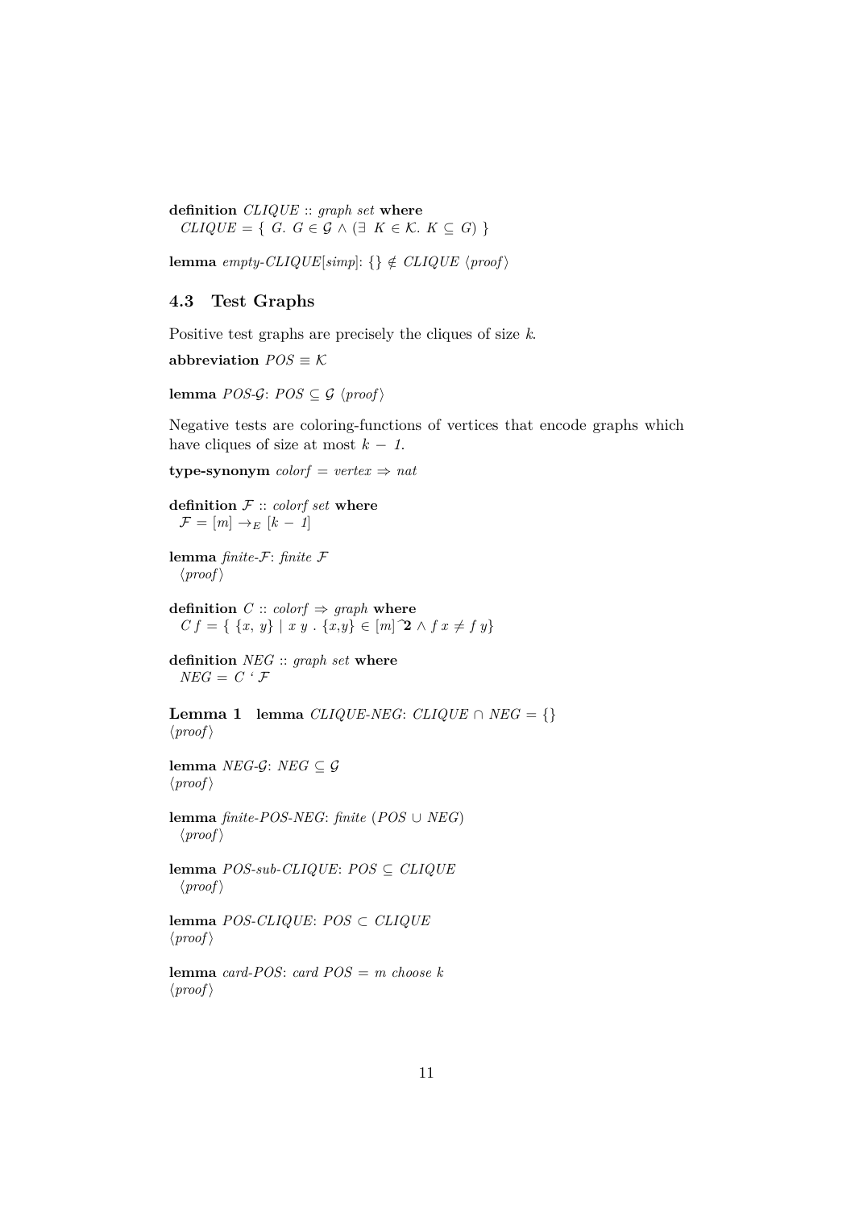**definition** *CLIQUE* :: *graph set* **where**
  $CLIQUE = \{ \ G. \ G \in \mathcal{G} \land (\exists \ K \in \mathcal{K}. \ K \subseteq G) \ \}$

**lemma** *empty-CLIQUE*[*simp*]: $\{\} \notin CLIQUE$ ⟨*proof*⟩

### 4.3 Test Graphs

Positive test graphs are precisely the cliques of size *k*.

**abbreviation** $POS \equiv \mathcal{K}$

**lemma** *POS-*$\mathcal{G}$: $POS \subseteq \mathcal{G}$ ⟨*proof*⟩

Negative tests are coloring-functions of vertices that encode graphs which have cliques of size at most $k - 1$.

**type-synonym** $colorf = vertex \Rightarrow nat$

**definition** $\mathcal{F}$ :: *colorf set* **where**
  $\mathcal{F} = [m] \rightarrow_E [k - 1]$

**lemma** *finite-*$\mathcal{F}$: *finite* $\mathcal{F}$
  ⟨*proof*⟩

**definition** *C* :: *colorf* ⇒ *graph* **where**
  $C\, f = \{ \ \{x, y\} \mid x \ y \ . \ \{x,y\} \in [m]\hat{\ }\mathbf{2} \land f\, x \neq f\, y\}$

**definition** *NEG* :: *graph set* **where**
  $NEG = C \ ` \ \mathcal{F}$

**Lemma 1** **lemma** *CLIQUE-NEG*: $CLIQUE \cap NEG = \{\}$
⟨*proof*⟩

**lemma** *NEG-*$\mathcal{G}$: $NEG \subseteq \mathcal{G}$
⟨*proof*⟩

**lemma** *finite-POS-NEG*: *finite* $(POS \cup NEG)$
  ⟨*proof*⟩

**lemma** *POS-sub-CLIQUE*: $POS \subseteq CLIQUE$
  ⟨*proof*⟩

**lemma** *POS-CLIQUE*: $POS \subset CLIQUE$
⟨*proof*⟩

**lemma** *card-POS*: *card POS = m choose k*
⟨*proof*⟩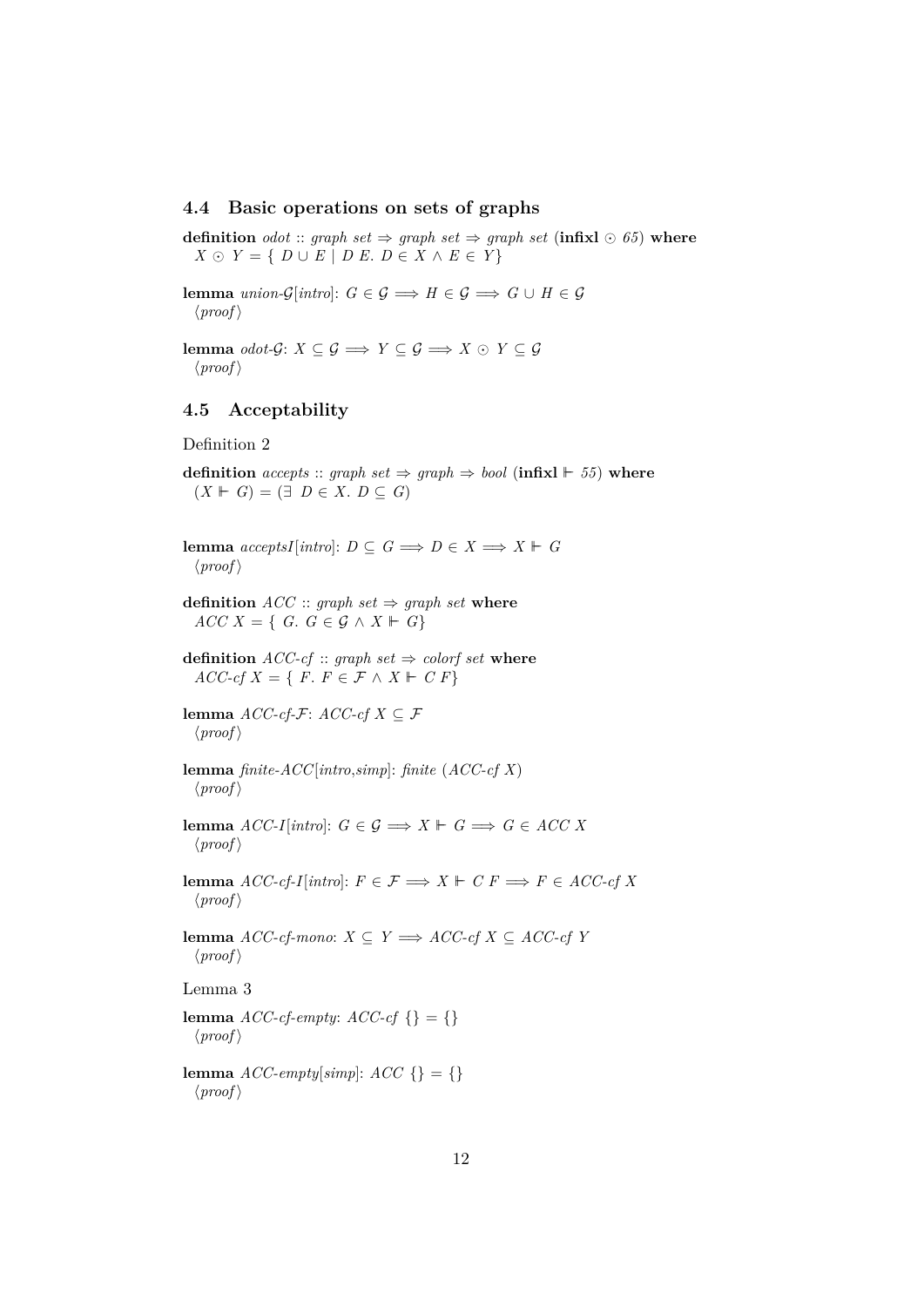### 4.4 Basic operations on sets of graphs

**definition** *odot* :: *graph set* $\Rightarrow$ *graph set* $\Rightarrow$ *graph set* (**infixl** $\odot$ *65*) **where**
$X \odot Y = \{ D \cup E \mid D\ E.\ D \in X \wedge E \in Y\}$

**lemma** *union-$\mathcal{G}$*[*intro*]: $G \in \mathcal{G} \Longrightarrow H \in \mathcal{G} \Longrightarrow G \cup H \in \mathcal{G}$
⟨*proof*⟩

**lemma** *odot-$\mathcal{G}$*: $X \subseteq \mathcal{G} \Longrightarrow Y \subseteq \mathcal{G} \Longrightarrow X \odot Y \subseteq \mathcal{G}$
⟨*proof*⟩

### 4.5 Acceptability

Definition 2

**definition** *accepts* :: *graph set* $\Rightarrow$ *graph* $\Rightarrow$ *bool* (**infixl** $\Vdash$ *55*) **where**
$(X \Vdash G) = (\exists\ D \in X.\ D \subseteq G)$

**lemma** *acceptsI*[*intro*]: $D \subseteq G \Longrightarrow D \in X \Longrightarrow X \Vdash G$
⟨*proof*⟩

**definition** *ACC* :: *graph set* $\Rightarrow$ *graph set* **where**
$ACC\ X = \{\ G.\ G \in \mathcal{G} \wedge X \Vdash G\}$

**definition** *ACC-cf* :: *graph set* $\Rightarrow$ *colorf set* **where**
$ACC\text{-}cf\ X = \{\ F.\ F \in \mathcal{F} \wedge X \Vdash C\ F\}$

**lemma** *ACC-cf-$\mathcal{F}$*: $ACC\text{-}cf\ X \subseteq \mathcal{F}$
⟨*proof*⟩

**lemma** *finite-ACC*[*intro*,*simp*]: *finite* $(ACC\text{-}cf\ X)$
⟨*proof*⟩

**lemma** *ACC-I*[*intro*]: $G \in \mathcal{G} \Longrightarrow X \Vdash G \Longrightarrow G \in ACC\ X$
⟨*proof*⟩

**lemma** *ACC-cf-I*[*intro*]: $F \in \mathcal{F} \Longrightarrow X \Vdash C\ F \Longrightarrow F \in ACC\text{-}cf\ X$
⟨*proof*⟩

**lemma** *ACC-cf-mono*: $X \subseteq Y \Longrightarrow ACC\text{-}cf\ X \subseteq ACC\text{-}cf\ Y$
⟨*proof*⟩

Lemma 3

**lemma** *ACC-cf-empty*: $ACC\text{-}cf\ \{\} = \{\}$
⟨*proof*⟩

**lemma** *ACC-empty*[*simp*]: $ACC\ \{\} = \{\}$
⟨*proof*⟩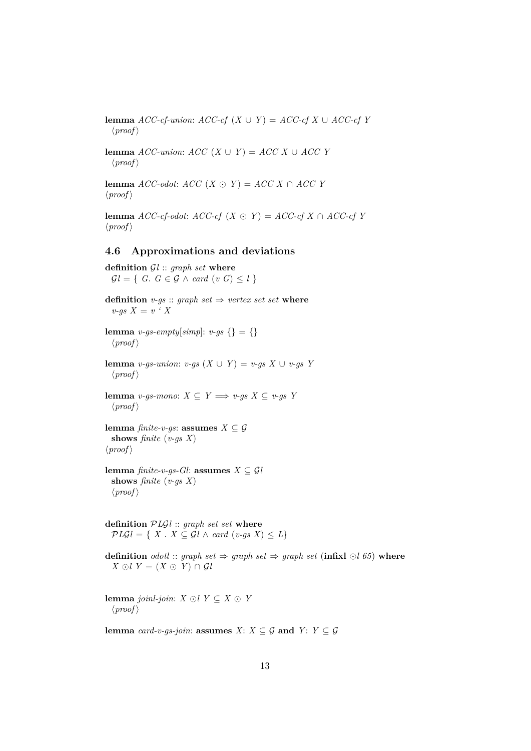**lemma** *ACC-cf-union*: $ACC\text{-}cf\ (X \cup Y) = ACC\text{-}cf\ X \cup ACC\text{-}cf\ Y$
⟨*proof*⟩

**lemma** *ACC-union*: $ACC\ (X \cup Y) = ACC\ X \cup ACC\ Y$
⟨*proof*⟩

**lemma** *ACC-odot*: $ACC\ (X \odot Y) = ACC\ X \cap ACC\ Y$
⟨*proof*⟩

**lemma** *ACC-cf-odot*: $ACC\text{-}cf\ (X \odot Y) = ACC\text{-}cf\ X \cap ACC\text{-}cf\ Y$
⟨*proof*⟩

## 4.6 Approximations and deviations

**definition** $\mathcal{G}l$ :: *graph set* **where**
$\mathcal{G}l = \{\ G.\ G \in \mathcal{G} \wedge card\ (v\ G) \leq l\ \}$

**definition** *v-gs* :: *graph set* $\Rightarrow$ *vertex set set* **where**
$v\text{-}gs\ X = v\ `\ X$

**lemma** *v-gs-empty*[*simp*]: $v\text{-}gs\ \{\} = \{\}$
⟨*proof*⟩

**lemma** *v-gs-union*: $v\text{-}gs\ (X \cup Y) = v\text{-}gs\ X \cup v\text{-}gs\ Y$
⟨*proof*⟩

**lemma** *v-gs-mono*: $X \subseteq Y \Longrightarrow v\text{-}gs\ X \subseteq v\text{-}gs\ Y$
⟨*proof*⟩

**lemma** *finite-v-gs*: **assumes** $X \subseteq \mathcal{G}$
**shows** *finite* (*v-gs X*)
⟨*proof*⟩

**lemma** *finite-v-gs-Gl*: **assumes** $X \subseteq \mathcal{G}l$
**shows** *finite* (*v-gs X*)
⟨*proof*⟩

**definition** $\mathcal{P}L\mathcal{G}l$ :: *graph set set* **where**
$\mathcal{P}L\mathcal{G}l = \{\ X\ .\ X \subseteq \mathcal{G}l \wedge card\ (v\text{-}gs\ X) \leq L\}$

**definition** *odotl* :: *graph set* $\Rightarrow$ *graph set* $\Rightarrow$ *graph set* (**infixl** $\odot l$ *65*) **where**
$X \odot l\ Y = (X \odot Y) \cap \mathcal{G}l$

**lemma** *joinl-join*: $X \odot l\ Y \subseteq X \odot Y$
⟨*proof*⟩

**lemma** *card-v-gs-join*: **assumes** $X$: $X \subseteq \mathcal{G}$ **and** $Y$: $Y \subseteq \mathcal{G}$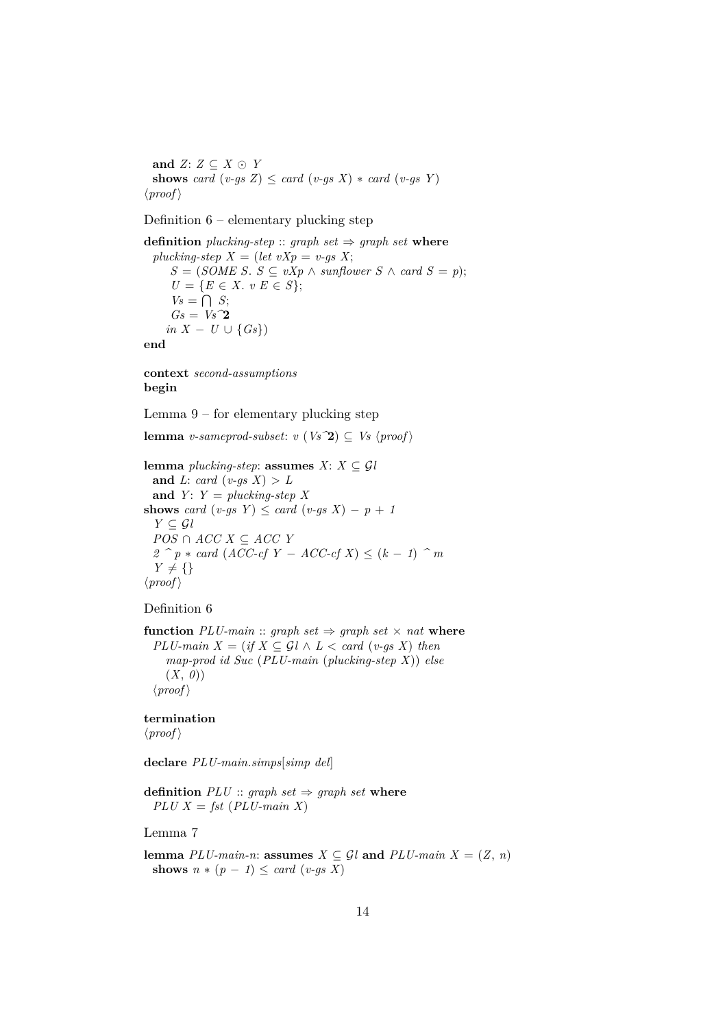**and** $Z$: $Z \subseteq X \odot Y$
**shows** $card\ (v\text{-}gs\ Z) \leq card\ (v\text{-}gs\ X) * card\ (v\text{-}gs\ Y)$
⟨proof⟩

Definition 6 – elementary plucking step

**definition** *plucking-step* :: *graph set* ⇒ *graph set* **where**
  $plucking\text{-}step\ X = (let\ vXp = v\text{-}gs\ X;$
    $S = (SOME\ S.\ S \subseteq vXp \wedge sunflower\ S \wedge card\ S = p);$
    $U = \{E \in X.\ v\ E \in S\};$
    $Vs = \bigcap\ S;$
    $Gs = Vs\hat{}\mathbf{2}$
   $in\ X - U \cup \{Gs\})$
**end**

**context** *second-assumptions*
**begin**

Lemma 9 – for elementary plucking step

**lemma** *v-sameprod-subset*: $v\ (Vs\hat{}\mathbf{2}) \subseteq Vs$ ⟨proof⟩

**lemma** *plucking-step*: **assumes** $X$: $X \subseteq \mathcal{G}l$
  **and** $L$: $card\ (v\text{-}gs\ X) > L$
  **and** $Y$: $Y = plucking\text{-}step\ X$
**shows** $card\ (v\text{-}gs\ Y) \leq card\ (v\text{-}gs\ X) - p + 1$
  $Y \subseteq \mathcal{G}l$
  $POS \cap ACC\ X \subseteq ACC\ Y$
  $2\ \hat{}\ p * card\ (ACC\text{-}cf\ Y - ACC\text{-}cf\ X) \leq (k - 1)\ \hat{}\ m$
  $Y \neq \{\}$
⟨proof⟩

Definition 6

**function** *PLU-main* :: *graph set* ⇒ *graph set* × *nat* **where**
  $PLU\text{-}main\ X = (if\ X \subseteq \mathcal{G}l \wedge L < card\ (v\text{-}gs\ X)\ then$
    $map\text{-}prod\ id\ Suc\ (PLU\text{-}main\ (plucking\text{-}step\ X))\ else$
    $(X,\ 0))$
  ⟨proof⟩

**termination**
⟨proof⟩

**declare** *PLU-main.simps*[*simp del*]

**definition** *PLU* :: *graph set* ⇒ *graph set* **where**
  $PLU\ X = fst\ (PLU\text{-}main\ X)$

Lemma 7

**lemma** *PLU-main-n*: **assumes** $X \subseteq \mathcal{G}l$ **and** $PLU\text{-}main\ X = (Z,\ n)$
  **shows** $n * (p - 1) \leq card\ (v\text{-}gs\ X)$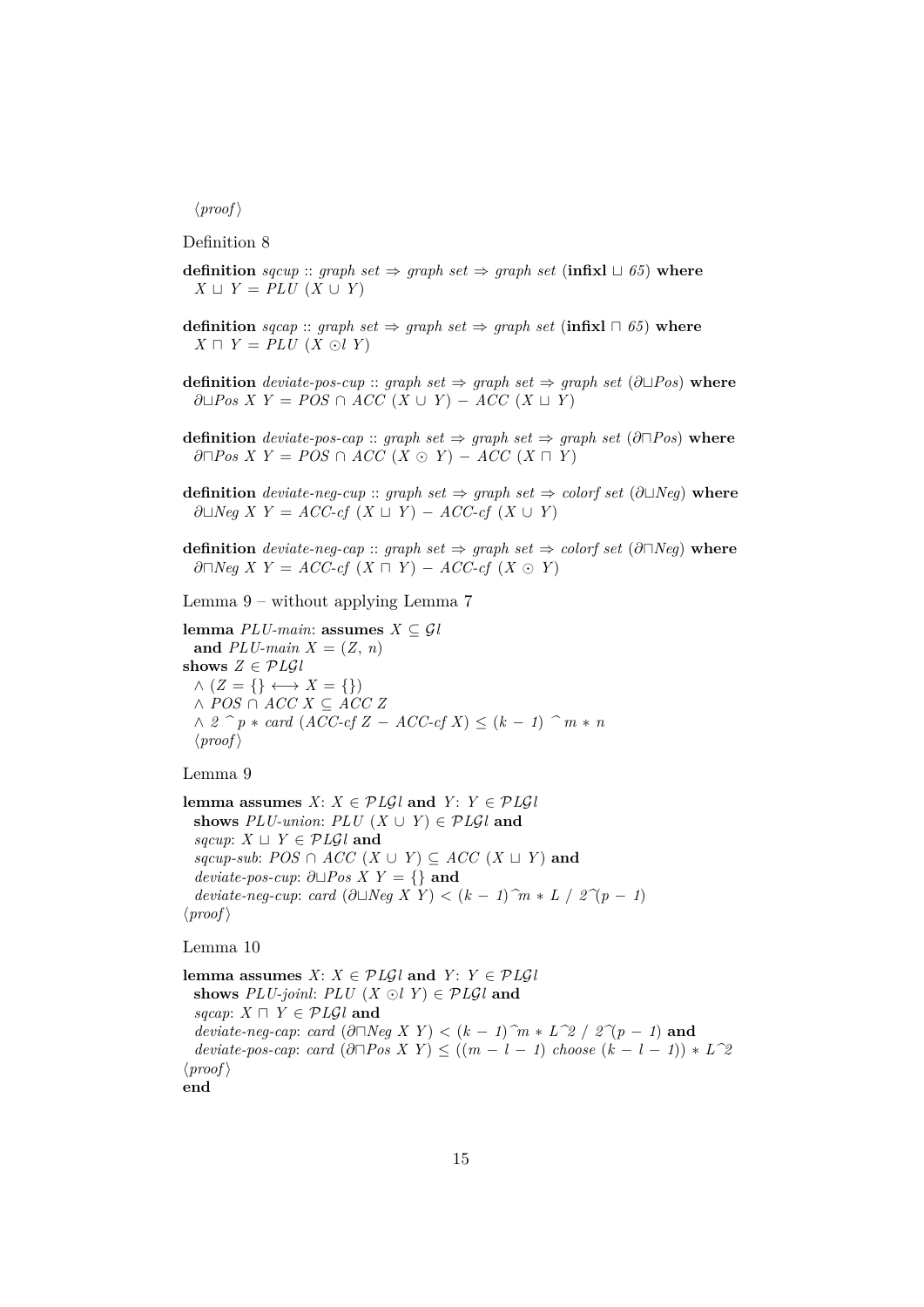⟨proof⟩

Definition 8

```
definition sqcup :: graph set ⇒ graph set ⇒ graph set (infixl ⊔ 65) where
  X ⊔ Y = PLU (X ∪ Y)

definition sqcap :: graph set ⇒ graph set ⇒ graph set (infixl ⊓ 65) where
  X ⊓ Y = PLU (X ⊙l Y)

definition deviate-pos-cup :: graph set ⇒ graph set ⇒ graph set (∂⊔Pos) where
  ∂⊔Pos X Y = POS ∩ ACC (X ∪ Y) − ACC (X ⊔ Y)

definition deviate-pos-cap :: graph set ⇒ graph set ⇒ graph set (∂⊓Pos) where
  ∂⊓Pos X Y = POS ∩ ACC (X ⊙ Y) − ACC (X ⊓ Y)

definition deviate-neg-cup :: graph set ⇒ graph set ⇒ colorf set (∂⊔Neg) where
  ∂⊔Neg X Y = ACC-cf (X ⊔ Y) − ACC-cf (X ∪ Y)

definition deviate-neg-cap :: graph set ⇒ graph set ⇒ colorf set (∂⊓Neg) where
  ∂⊓Neg X Y = ACC-cf (X ⊓ Y) − ACC-cf (X ⊙ Y)
```

Lemma 9 – without applying Lemma 7

```
lemma PLU-main: assumes X ⊆ 𝒢l
  and PLU-main X = (Z, n)
shows Z ∈ 𝒫L𝒢l
  ∧ (Z = {} ⟷ X = {})
  ∧ POS ∩ ACC X ⊆ ACC Z
  ∧ 2 ^ p * card (ACC-cf Z − ACC-cf X) ≤ (k − 1) ^ m * n
  ⟨proof⟩
```

Lemma 9

```
lemma assumes X: X ∈ 𝒫L𝒢l and Y: Y ∈ 𝒫L𝒢l
  shows PLU-union: PLU (X ∪ Y) ∈ 𝒫L𝒢l and
  sqcup: X ⊔ Y ∈ 𝒫L𝒢l and
  sqcup-sub: POS ∩ ACC (X ∪ Y) ⊆ ACC (X ⊔ Y) and
  deviate-pos-cup: ∂⊔Pos X Y = {} and
  deviate-neg-cup: card (∂⊔Neg X Y) < (k − 1)^m * L / 2^(p − 1)
⟨proof⟩
```

Lemma 10

```
lemma assumes X: X ∈ 𝒫L𝒢l and Y: Y ∈ 𝒫L𝒢l
  shows PLU-joinl: PLU (X ⊙l Y) ∈ 𝒫L𝒢l and
  sqcap: X ⊓ Y ∈ 𝒫L𝒢l and
  deviate-neg-cap: card (∂⊓Neg X Y) < (k − 1)^m * L^2 / 2^(p − 1) and
  deviate-pos-cap: card (∂⊓Pos X Y) ≤ ((m − l − 1) choose (k − l − 1)) * L^2
⟨proof⟩
end
```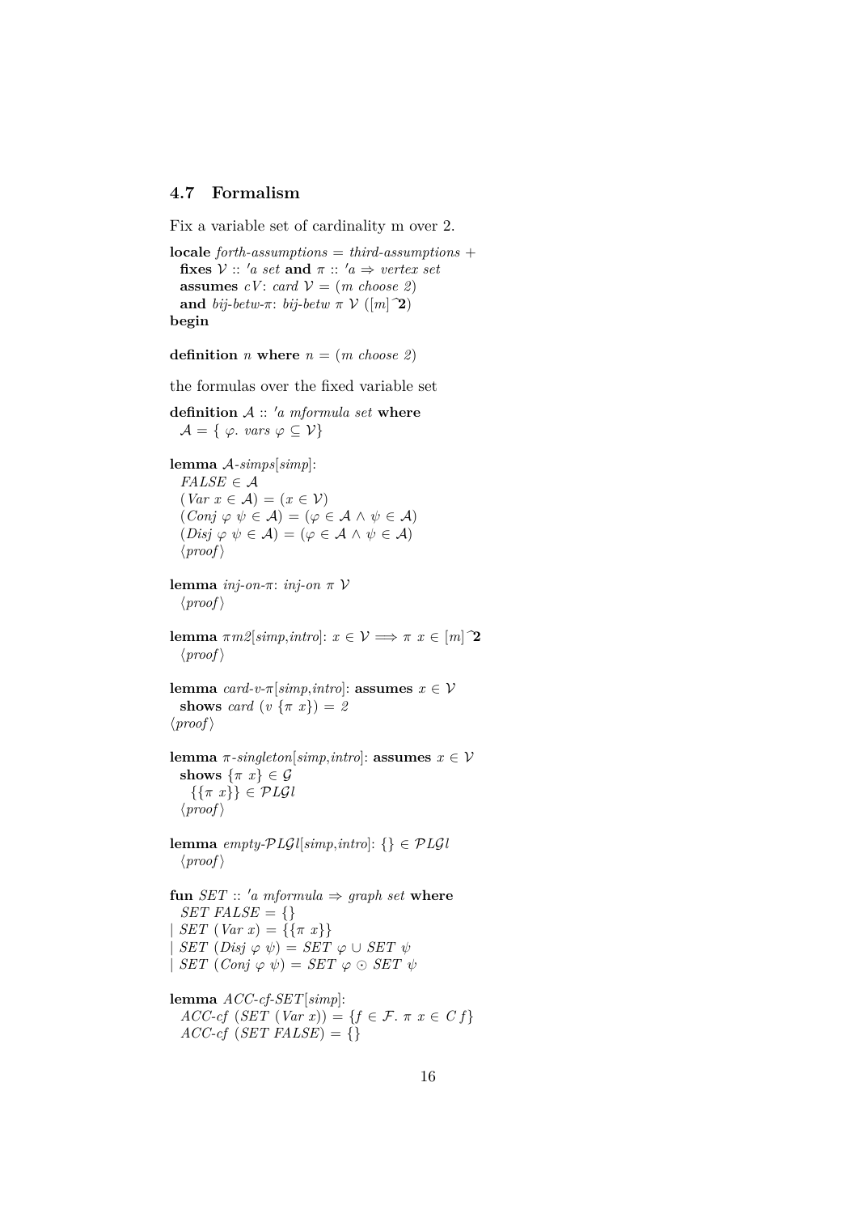### 4.7 Formalism

Fix a variable set of cardinality m over 2.

```
locale forth-assumptions = third-assumptions +
  fixes 𝒱 :: 'a set and π :: 'a ⇒ vertex set
  assumes cV: card 𝒱 = (m choose 2)
  and bij-betw-π: bij-betw π 𝒱 ([m]^2)
begin

definition n where n = (m choose 2)
```

the formulas over the fixed variable set

```
definition 𝒜 :: 'a mformula set where
  𝒜 = { φ. vars φ ⊆ 𝒱}

lemma 𝒜-simps[simp]:
  FALSE ∈ 𝒜
  (Var x ∈ 𝒜) = (x ∈ 𝒱)
  (Conj φ ψ ∈ 𝒜) = (φ ∈ 𝒜 ∧ ψ ∈ 𝒜)
  (Disj φ ψ ∈ 𝒜) = (φ ∈ 𝒜 ∧ ψ ∈ 𝒜)
  ⟨proof⟩

lemma inj-on-π: inj-on π 𝒱
  ⟨proof⟩

lemma πm2[simp,intro]: x ∈ 𝒱 ⟹ π x ∈ [m]^2
  ⟨proof⟩

lemma card-v-π[simp,intro]: assumes x ∈ 𝒱
  shows card (v {π x}) = 2
⟨proof⟩

lemma π-singleton[simp,intro]: assumes x ∈ 𝒱
  shows {π x} ∈ 𝒢
    {{π x}} ∈ 𝒫L𝒢l
  ⟨proof⟩

lemma empty-𝒫L𝒢l[simp,intro]: {} ∈ 𝒫L𝒢l
  ⟨proof⟩

fun SET :: 'a mformula ⇒ graph set where
  SET FALSE = {}
| SET (Var x) = {{π x}}
| SET (Disj φ ψ) = SET φ ∪ SET ψ
| SET (Conj φ ψ) = SET φ ⊙ SET ψ

lemma ACC-cf-SET[simp]:
  ACC-cf (SET (Var x)) = {f ∈ ℱ. π x ∈ C f}
  ACC-cf (SET FALSE) = {}
```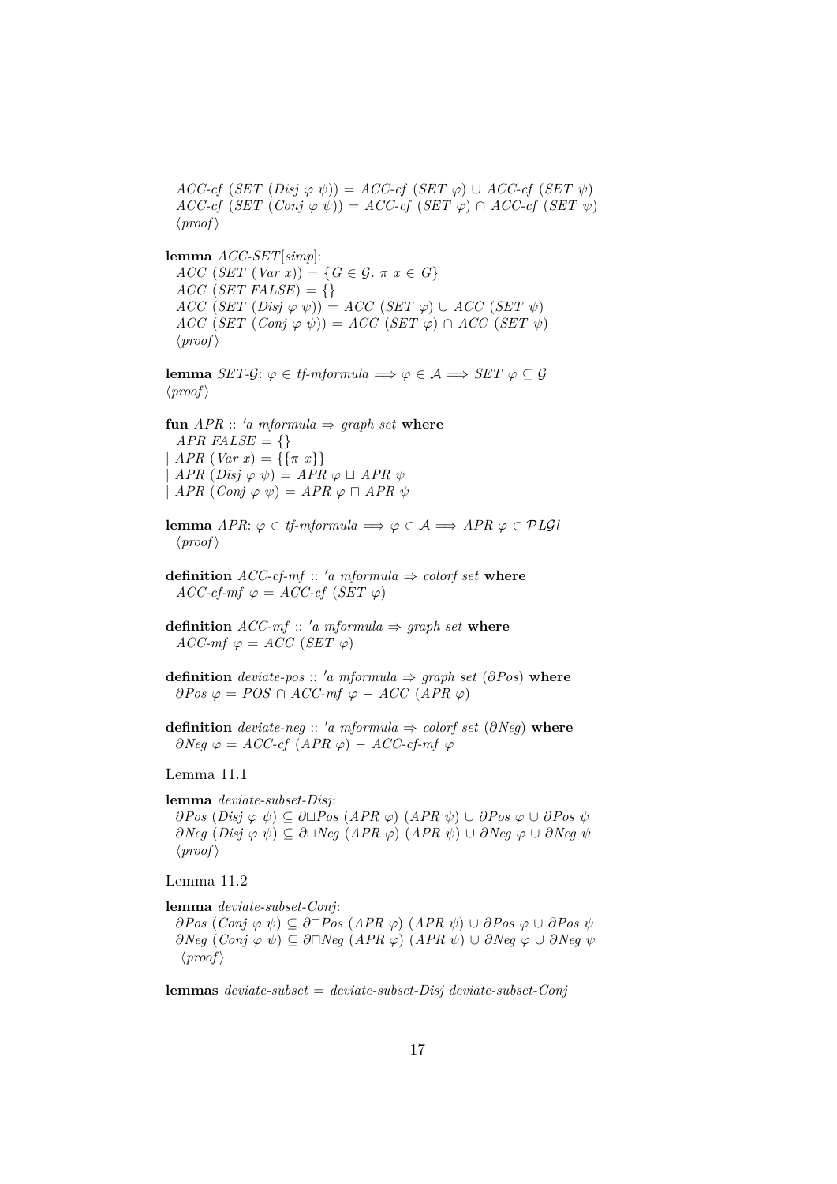*ACC-cf* (*SET* (*Disj* $\varphi$ $\psi$)) = *ACC-cf* (*SET* $\varphi$) $\cup$ *ACC-cf* (*SET* $\psi$)
*ACC-cf* (*SET* (*Conj* $\varphi$ $\psi$)) = *ACC-cf* (*SET* $\varphi$) $\cap$ *ACC-cf* (*SET* $\psi$)
⟨*proof*⟩

**lemma** *ACC-SET*[*simp*]:
*ACC* (*SET* (*Var* $x$)) = $\{G \in \mathcal{G}.\ \pi\ x \in G\}$
*ACC* (*SET* *FALSE*) = {}
*ACC* (*SET* (*Disj* $\varphi$ $\psi$)) = *ACC* (*SET* $\varphi$) $\cup$ *ACC* (*SET* $\psi$)
*ACC* (*SET* (*Conj* $\varphi$ $\psi$)) = *ACC* (*SET* $\varphi$) $\cap$ *ACC* (*SET* $\psi$)
⟨*proof*⟩

**lemma** *SET-*$\mathcal{G}$: $\varphi \in$ *tf-mformula* $\Longrightarrow \varphi \in \mathcal{A} \Longrightarrow$ *SET* $\varphi \subseteq \mathcal{G}$
⟨*proof*⟩

**fun** *APR* :: *'a mformula* $\Rightarrow$ *graph set* **where**
*APR* *FALSE* = {}
| *APR* (*Var* $x$) = $\{\{\pi\ x\}\}$
| *APR* (*Disj* $\varphi$ $\psi$) = *APR* $\varphi$ $\sqcup$ *APR* $\psi$
| *APR* (*Conj* $\varphi$ $\psi$) = *APR* $\varphi$ $\sqcap$ *APR* $\psi$

**lemma** *APR*: $\varphi \in$ *tf-mformula* $\Longrightarrow \varphi \in \mathcal{A} \Longrightarrow$ *APR* $\varphi \in \mathcal{PLG}l$
⟨*proof*⟩

**definition** *ACC-cf-mf* :: *'a mformula* $\Rightarrow$ *colorf set* **where**
*ACC-cf-mf* $\varphi$ = *ACC-cf* (*SET* $\varphi$)

**definition** *ACC-mf* :: *'a mformula* $\Rightarrow$ *graph set* **where**
*ACC-mf* $\varphi$ = *ACC* (*SET* $\varphi$)

**definition** *deviate-pos* :: *'a mformula* $\Rightarrow$ *graph set* ($\partial Pos$) **where**
$\partial Pos\ \varphi$ = *POS* $\cap$ *ACC-mf* $\varphi$ $-$ *ACC* (*APR* $\varphi$)

**definition** *deviate-neg* :: *'a mformula* $\Rightarrow$ *colorf set* ($\partial Neg$) **where**
$\partial Neg\ \varphi$ = *ACC-cf* (*APR* $\varphi$) $-$ *ACC-cf-mf* $\varphi$

Lemma 11.1

**lemma** *deviate-subset-Disj*:
$\partial Pos$ (*Disj* $\varphi$ $\psi$) $\subseteq \partial\sqcup Pos$ (*APR* $\varphi$) (*APR* $\psi$) $\cup\ \partial Pos\ \varphi \cup \partial Pos\ \psi$
$\partial Neg$ (*Disj* $\varphi$ $\psi$) $\subseteq \partial\sqcup Neg$ (*APR* $\varphi$) (*APR* $\psi$) $\cup\ \partial Neg\ \varphi \cup \partial Neg\ \psi$
⟨*proof*⟩

Lemma 11.2

**lemma** *deviate-subset-Conj*:
$\partial Pos$ (*Conj* $\varphi$ $\psi$) $\subseteq \partial\sqcap Pos$ (*APR* $\varphi$) (*APR* $\psi$) $\cup\ \partial Pos\ \varphi \cup \partial Pos\ \psi$
$\partial Neg$ (*Conj* $\varphi$ $\psi$) $\subseteq \partial\sqcap Neg$ (*APR* $\varphi$) (*APR* $\psi$) $\cup\ \partial Neg\ \varphi \cup \partial Neg\ \psi$
⟨*proof*⟩

**lemmas** *deviate-subset* = *deviate-subset-Disj deviate-subset-Conj*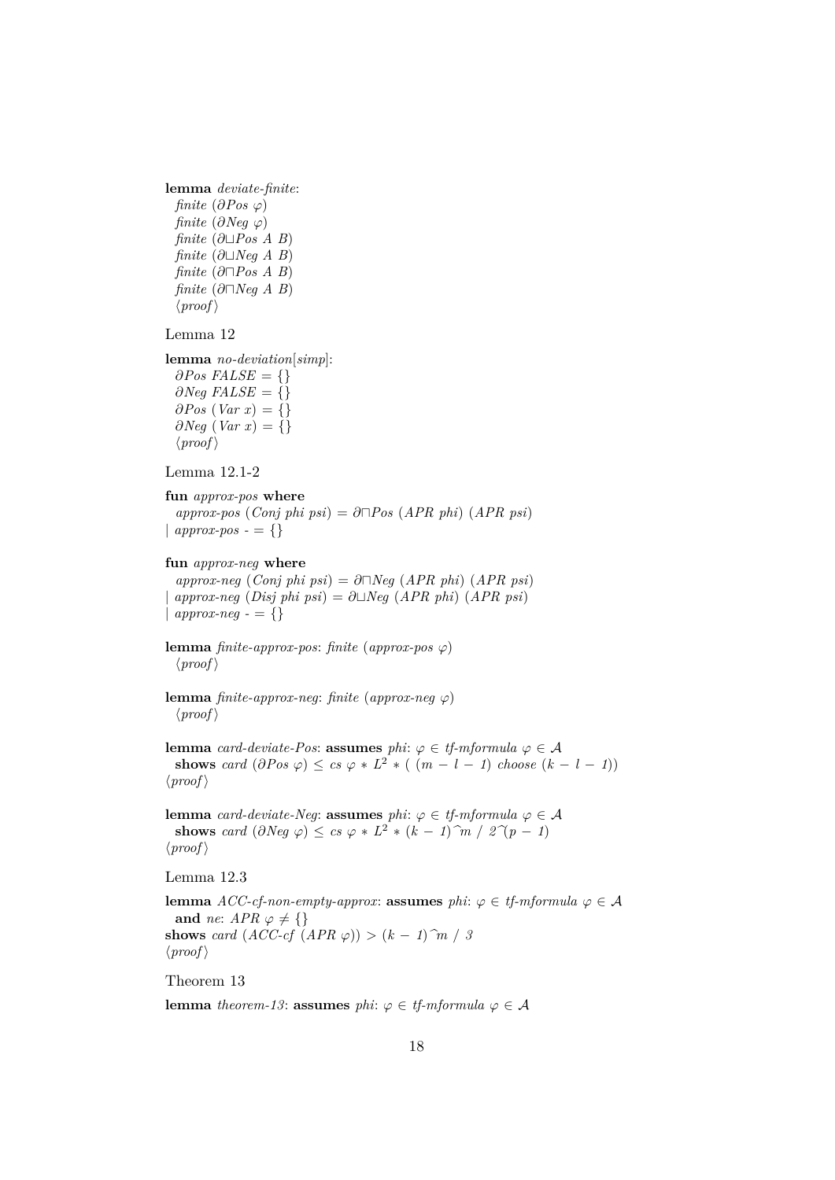```
lemma deviate-finite:
  finite (∂Pos φ)
  finite (∂Neg φ)
  finite (∂⊔Pos A B)
  finite (∂⊔Neg A B)
  finite (∂⊓Pos A B)
  finite (∂⊓Neg A B)
  ⟨proof⟩
```

Lemma 12

```
lemma no-deviation[simp]:
  ∂Pos FALSE = {}
  ∂Neg FALSE = {}
  ∂Pos (Var x) = {}
  ∂Neg (Var x) = {}
  ⟨proof⟩
```

Lemma 12.1-2

```
fun approx-pos where
  approx-pos (Conj phi psi) = ∂⊓Pos (APR phi) (APR psi)
| approx-pos - = {}

fun approx-neg where
  approx-neg (Conj phi psi) = ∂⊓Neg (APR phi) (APR psi)
| approx-neg (Disj phi psi) = ∂⊔Neg (APR phi) (APR psi)
| approx-neg - = {}

lemma finite-approx-pos: finite (approx-pos φ)
  ⟨proof⟩

lemma finite-approx-neg: finite (approx-neg φ)
  ⟨proof⟩

lemma card-deviate-Pos: assumes phi: φ ∈ tf-mformula φ ∈ 𝒜
  shows card (∂Pos φ) ≤ cs φ * L^2 * ( (m - l - 1) choose (k - l - 1))
⟨proof⟩

lemma card-deviate-Neg: assumes phi: φ ∈ tf-mformula φ ∈ 𝒜
  shows card (∂Neg φ) ≤ cs φ * L^2 * (k - 1)^m / 2^(p - 1)
⟨proof⟩
```

Lemma 12.3

```
lemma ACC-cf-non-empty-approx: assumes phi: φ ∈ tf-mformula φ ∈ 𝒜
  and ne: APR φ ≠ {}
shows card (ACC-cf (APR φ)) > (k - 1)^m / 3
⟨proof⟩
```

Theorem 13

```
lemma theorem-13: assumes phi: φ ∈ tf-mformula φ ∈ 𝒜
```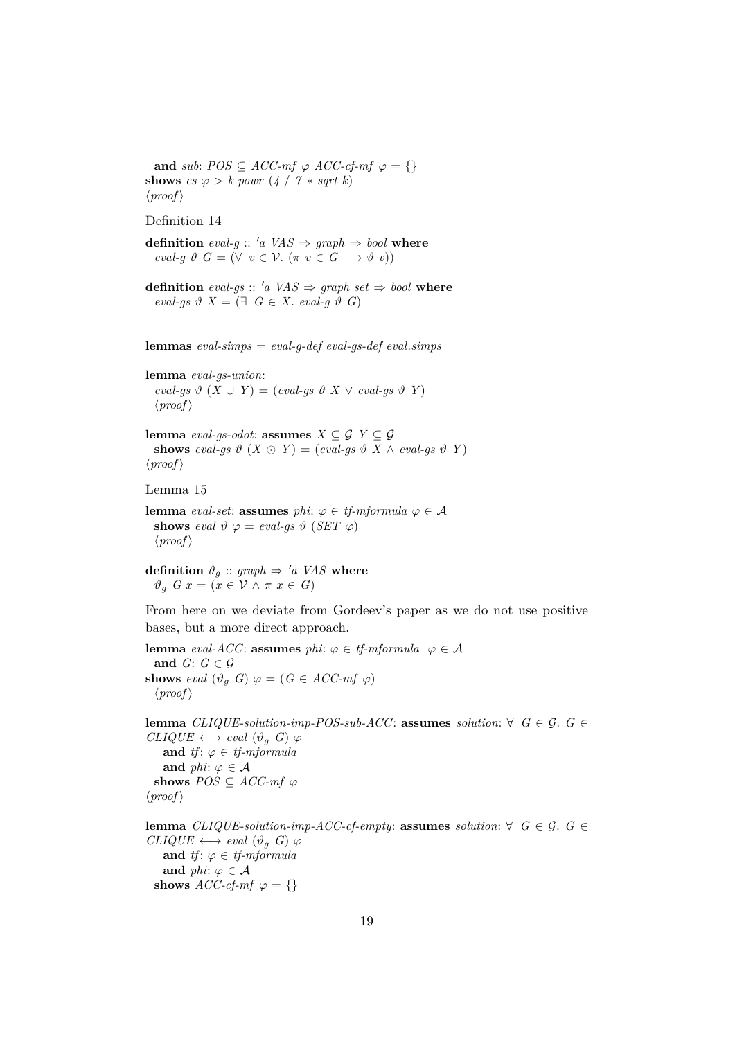**and** *sub*: $POS \subseteq ACC\text{-}mf\ \varphi\ ACC\text{-}cf\text{-}mf\ \varphi = \{\}$
**shows** $cs\ \varphi > k\ powr\ (4\ /\ 7 * sqrt\ k)$
⟨*proof*⟩

Definition 14

**definition** $eval\text{-}g :: {}'a\ VAS \Rightarrow graph \Rightarrow bool$ **where**
$eval\text{-}g\ \vartheta\ G = (\forall\ v \in \mathcal{V}.\ (\pi\ v \in G \longrightarrow \vartheta\ v))$

**definition** $eval\text{-}gs :: {}'a\ VAS \Rightarrow graph\ set \Rightarrow bool$ **where**
$eval\text{-}gs\ \vartheta\ X = (\exists\ G \in X.\ eval\text{-}g\ \vartheta\ G)$

**lemmas** *eval-simps* = *eval-g-def eval-gs-def eval.simps*

**lemma** *eval-gs-union*:
$eval\text{-}gs\ \vartheta\ (X \cup Y) = (eval\text{-}gs\ \vartheta\ X \vee eval\text{-}gs\ \vartheta\ Y)$
⟨*proof*⟩

**lemma** *eval-gs-odot*: **assumes** $X \subseteq \mathcal{G}\ Y \subseteq \mathcal{G}$
**shows** $eval\text{-}gs\ \vartheta\ (X \odot Y) = (eval\text{-}gs\ \vartheta\ X \wedge eval\text{-}gs\ \vartheta\ Y)$
⟨*proof*⟩

Lemma 15

**lemma** *eval-set*: **assumes** *phi*: $\varphi \in tf\text{-}mformula\ \varphi \in \mathcal{A}$
**shows** $eval\ \vartheta\ \varphi = eval\text{-}gs\ \vartheta\ (SET\ \varphi)$
⟨*proof*⟩

**definition** $\vartheta_g :: graph \Rightarrow {}'a\ VAS$ **where**
$\vartheta_g\ G\ x = (x \in \mathcal{V} \wedge \pi\ x \in G)$

From here on we deviate from Gordeev's paper as we do not use positive bases, but a more direct approach.

**lemma** *eval-ACC*: **assumes** *phi*: $\varphi \in tf\text{-}mformula\ \ \varphi \in \mathcal{A}$
**and** *G*: $G \in \mathcal{G}$
**shows** $eval\ (\vartheta_g\ G)\ \varphi = (G \in ACC\text{-}mf\ \varphi)$
⟨*proof*⟩

**lemma** *CLIQUE-solution-imp-POS-sub-ACC*: **assumes** *solution*: $\forall\ G \in \mathcal{G}.\ G \in CLIQUE \longleftrightarrow eval\ (\vartheta_g\ G)\ \varphi$
**and** *tf*: $\varphi \in tf\text{-}mformula$
**and** *phi*: $\varphi \in \mathcal{A}$
**shows** $POS \subseteq ACC\text{-}mf\ \varphi$
⟨*proof*⟩

**lemma** *CLIQUE-solution-imp-ACC-cf-empty*: **assumes** *solution*: $\forall\ G \in \mathcal{G}.\ G \in CLIQUE \longleftrightarrow eval\ (\vartheta_g\ G)\ \varphi$
**and** *tf*: $\varphi \in tf\text{-}mformula$
**and** *phi*: $\varphi \in \mathcal{A}$
**shows** $ACC\text{-}cf\text{-}mf\ \varphi = \{\}$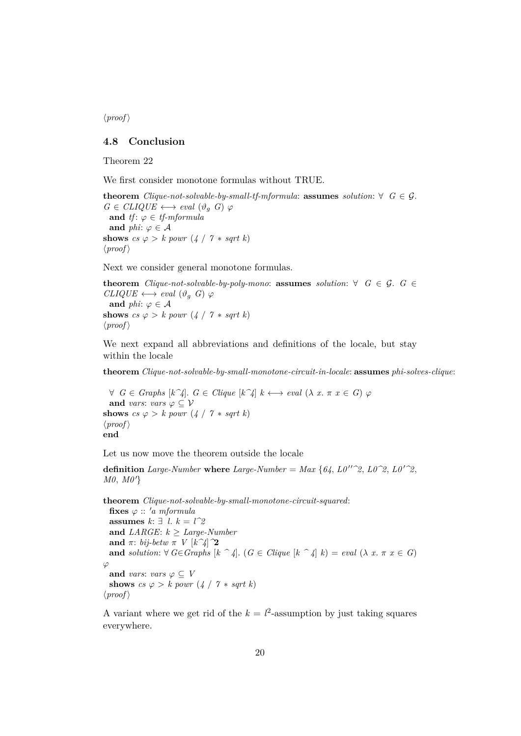⟨proof⟩

## 4.8 Conclusion

Theorem 22

We first consider monotone formulas without TRUE.

**theorem** *Clique-not-solvable-by-small-tf-mformula*: **assumes** *solution*: $\forall\ G \in \mathcal{G}.$ $G \in CLIQUE \longleftrightarrow eval\ (\vartheta_g\ G)\ \varphi$
  **and** *tf*: $\varphi \in tf\text{-}mformula$
  **and** *phi*: $\varphi \in \mathcal{A}$
**shows** $cs\ \varphi > k\ powr\ (4\ /\ 7 * sqrt\ k)$
⟨proof⟩

Next we consider general monotone formulas.

**theorem** *Clique-not-solvable-by-poly-mono*: **assumes** *solution*: $\forall\ G \in \mathcal{G}.\ G \in CLIQUE \longleftrightarrow eval\ (\vartheta_g\ G)\ \varphi$
  **and** *phi*: $\varphi \in \mathcal{A}$
**shows** $cs\ \varphi > k\ powr\ (4\ /\ 7 * sqrt\ k)$
⟨proof⟩

We next expand all abbreviations and definitions of the locale, but stay within the locale

**theorem** *Clique-not-solvable-by-small-monotone-circuit-in-locale*: **assumes** *phi-solves-clique*:

  $\forall\ G \in Graphs\ [k\hat{}4].\ G \in Clique\ [k\hat{}4]\ k \longleftrightarrow eval\ (\lambda\ x.\ \pi\ x \in G)\ \varphi$
  **and** *vars*: $vars\ \varphi \subseteq \mathcal{V}$
**shows** $cs\ \varphi > k\ powr\ (4\ /\ 7 * sqrt\ k)$
⟨proof⟩
**end**

Let us now move the theorem outside the locale

**definition** *Large-Number* **where** $Large\text{-}Number = Max\ \{64,\ L0''\hat{}2,\ L0\hat{}2,\ L0'\hat{}2,\ M0,\ M0'\}$

**theorem** *Clique-not-solvable-by-small-monotone-circuit-squared*:
  **fixes** $\varphi :: 'a\ mformula$
  **assumes** *k*: $\exists\ l.\ k = l\hat{}2$
  **and** *LARGE*: $k \geq Large\text{-}Number$
  **and** $\pi$: $bij\text{-}betw\ \pi\ V\ [k\hat{}4]\hat{}\mathbf{2}$
  **and** *solution*: $\forall\ G{\in}Graphs\ [k\ \hat{}\ 4].\ (G \in Clique\ [k\ \hat{}\ 4]\ k) = eval\ (\lambda\ x.\ \pi\ x \in G)\ \varphi$
  **and** *vars*: $vars\ \varphi \subseteq V$
  **shows** $cs\ \varphi > k\ powr\ (4\ /\ 7 * sqrt\ k)$
⟨proof⟩

A variant where we get rid of the $k = l^2$-assumption by just taking squares everywhere.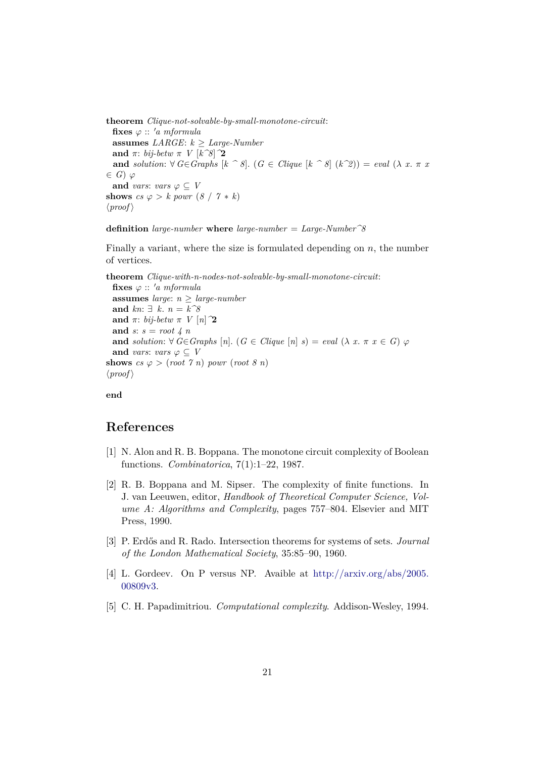**theorem** *Clique-not-solvable-by-small-monotone-circuit*:
  **fixes** $\varphi$ :: *'a mformula*
  **assumes** *LARGE*: $k \geq$ *Large-Number*
  **and** $\pi$: *bij-betw* $\pi$ $V$ $[k\hat{\ }8]\hat{\ }\mathbf{2}$
  **and** *solution*: $\forall$ $G\in$*Graphs* $[k \ \hat{}\ 8]$. ($G \in$ *Clique* $[k \ \hat{}\ 8]$ $(k\hat{\ }2)$) = *eval* ($\lambda$ $x$. $\pi$ $x$ $\in$ $G$) $\varphi$
  **and** *vars*: *vars* $\varphi \subseteq V$
**shows** *cs* $\varphi > k$ *powr* $(8 / 7 * k)$
⟨*proof*⟩

**definition** *large-number* **where** *large-number* = *Large-Number*$\hat{\ }8$

Finally a variant, where the size is formulated depending on $n$, the number of vertices.

**theorem** *Clique-with-n-nodes-not-solvable-by-small-monotone-circuit*:
  **fixes** $\varphi$ :: *'a mformula*
  **assumes** *large*: $n \geq$ *large-number*
  **and** *kn*: $\exists$ $k$. $n = k\hat{\ }8$
  **and** $\pi$: *bij-betw* $\pi$ $V$ $[n]\hat{\ }\mathbf{2}$
  **and** *s*: $s$ = *root* $4$ $n$
  **and** *solution*: $\forall$ $G\in$*Graphs* $[n]$. ($G \in$ *Clique* $[n]$ $s$) = *eval* ($\lambda$ $x$. $\pi$ $x \in G$) $\varphi$
  **and** *vars*: *vars* $\varphi \subseteq V$
**shows** *cs* $\varphi >$ (*root* $7$ $n$) *powr* (*root* $8$ $n$)
⟨*proof*⟩

**end**

## References

[1] N. Alon and R. B. Boppana. The monotone circuit complexity of Boolean functions. *Combinatorica*, 7(1):1–22, 1987.

[2] R. B. Boppana and M. Sipser. The complexity of finite functions. In J. van Leeuwen, editor, *Handbook of Theoretical Computer Science, Volume A: Algorithms and Complexity*, pages 757–804. Elsevier and MIT Press, 1990.

[3] P. Erdős and R. Rado. Intersection theorems for systems of sets. *Journal of the London Mathematical Society*, 35:85–90, 1960.

[4] L. Gordeev. On P versus NP. Avaible at http://arxiv.org/abs/2005.00809v3.

[5] C. H. Papadimitriou. *Computational complexity*. Addison-Wesley, 1994.